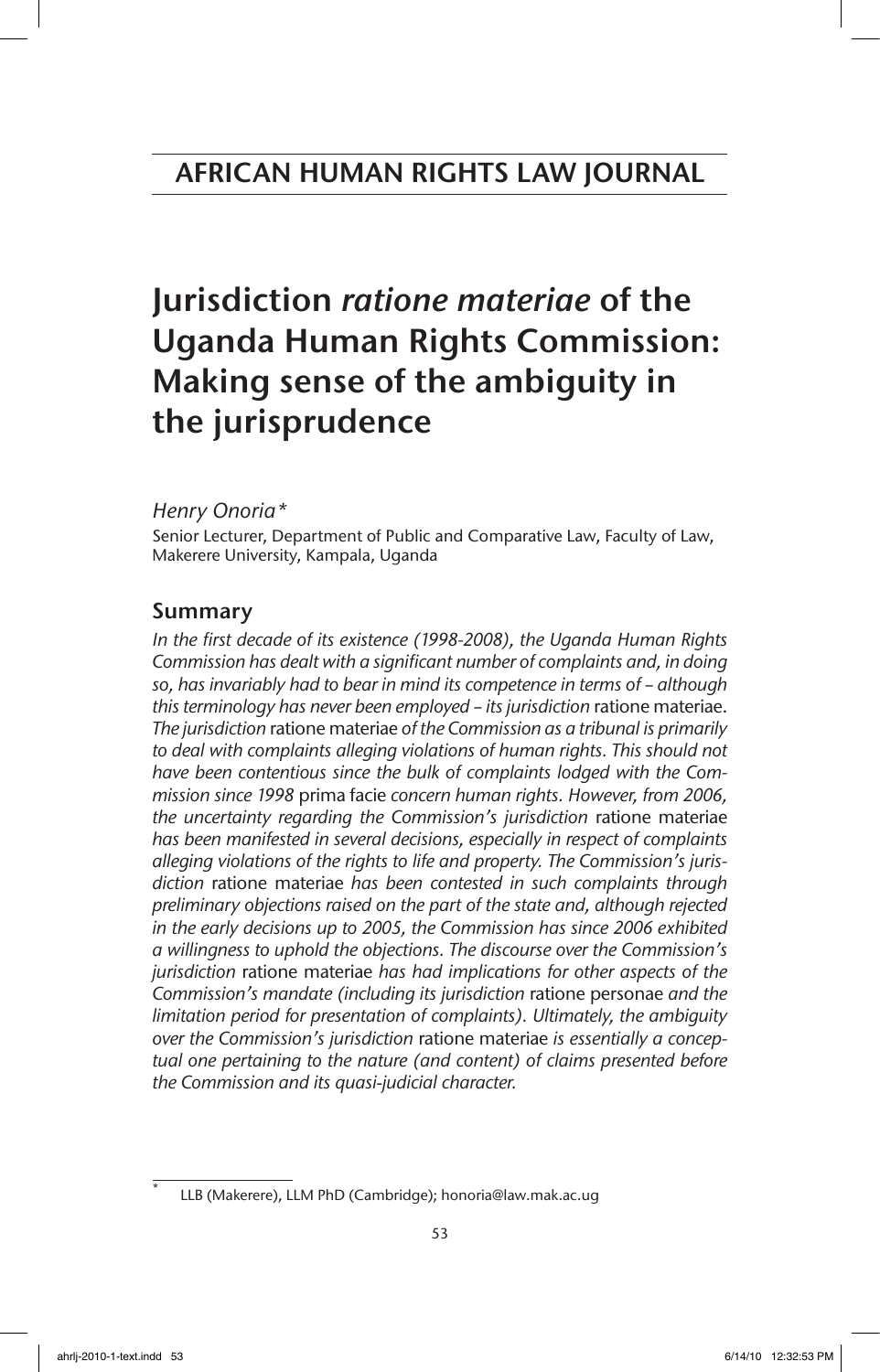# AFRICAN HUMAN RIGHTS LAW JOURNAL

# Jurisdiction *ratione materiae* of the Uganda Human Rights Commission: Making sense of the ambiguity in the jurisprudence

*Henry Onoria**

Senior Lecturer, Department of Public and Comparative Law, Faculty of Law, Makerere University, Kampala, Uganda

## Summary

*In the first decade of its existence (1998-2008), the Uganda Human Rights Commission has dealt with a significant number of complaints and, in doing so, has invariably had to bear in mind its competence in terms of – although this terminology has never been employed – its jurisdiction* ratione materiae. *The jurisdiction* ratione materiae *of the Commission as a tribunal is primarily to deal with complaints alleging violations of human rights. This should not have been contentious since the bulk of complaints lodged with the Commission since 1998* prima facie *concern human rights. However, from 2006, the uncertainty regarding the Commission's jurisdiction* ratione materiae *has been manifested in several decisions, especially in respect of complaints alleging violations of the rights to life and property. The Commission's jurisdiction* ratione materiae *has been contested in such complaints through preliminary objections raised on the part of the state and, although rejected in the early decisions up to 2005, the Commission has since 2006 exhibited a willingness to uphold the objections. The discourse over the Commission's jurisdiction* ratione materiae *has had implications for other aspects of the Commission's mandate (including its jurisdiction* ratione personae *and the limitation period for presentation of complaints). Ultimately, the ambiguity over the Commission's jurisdiction* ratione materiae *is essentially a conceptual one pertaining to the nature (and content) of claims presented before the Commission and its quasi-judicial character.*

---

* LLB (Makerere), LLM PhD (Cambridge); honoria@law.mak.ac.ug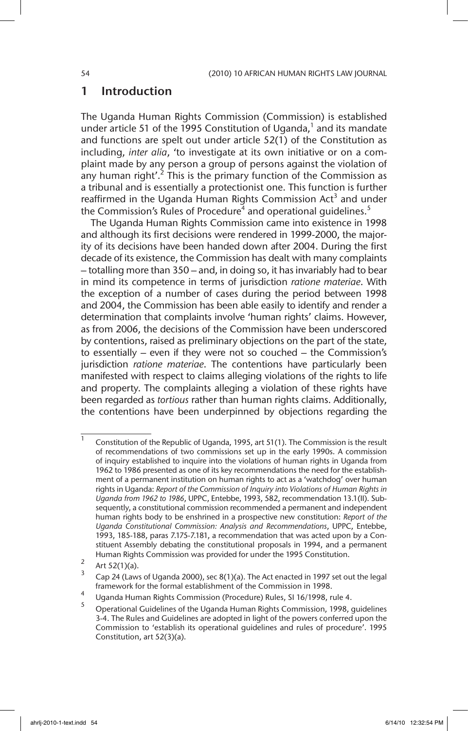## 1 Introduction

The Uganda Human Rights Commission (Commission) is established under article 51 of the 1995 Constitution of Uganda,[1] and its mandate and functions are spelt out under article 52(1) of the Constitution as including, *inter alia*, 'to investigate at its own initiative or on a complaint made by any person a group of persons against the violation of any human right'.[2] This is the primary function of the Commission as a tribunal and is essentially a protectionist one. This function is further reaffirmed in the Uganda Human Rights Commission Act[3] and under the Commission's Rules of Procedure[4] and operational guidelines.[5]

The Uganda Human Rights Commission came into existence in 1998 and although its first decisions were rendered in 1999-2000, the majority of its decisions have been handed down after 2004. During the first decade of its existence, the Commission has dealt with many complaints – totalling more than 350 – and, in doing so, it has invariably had to bear in mind its competence in terms of jurisdiction *ratione materiae*. With the exception of a number of cases during the period between 1998 and 2004, the Commission has been able easily to identify and render a determination that complaints involve 'human rights' claims. However, as from 2006, the decisions of the Commission have been underscored by contentions, raised as preliminary objections on the part of the state, to essentially – even if they were not so couched – the Commission's jurisdiction *ratione materiae*. The contentions have particularly been manifested with respect to claims alleging violations of the rights to life and property. The complaints alleging a violation of these rights have been regarded as *tortious* rather than human rights claims. Additionally, the contentions have been underpinned by objections regarding the

---

1 Constitution of the Republic of Uganda, 1995, art 51(1). The Commission is the result of recommendations of two commissions set up in the early 1990s. A commission of inquiry established to inquire into the violations of human rights in Uganda from 1962 to 1986 presented as one of its key recommendations the need for the establishment of a permanent institution on human rights to act as a 'watchdog' over human rights in Uganda: *Report of the Commission of Inquiry into Violations of Human Rights in Uganda from 1962 to 1986*, UPPC, Entebbe, 1993, 582, recommendation 13.1(II). Subsequently, a constitutional commission recommended a permanent and independent human rights body to be enshrined in a prospective new constitution: *Report of the Uganda Constitutional Commission: Analysis and Recommendations*, UPPC, Entebbe, 1993, 185-188, paras 7.175-7.181, a recommendation that was acted upon by a Constituent Assembly debating the constitutional proposals in 1994, and a permanent Human Rights Commission was provided for under the 1995 Constitution.

2 Art 52(1)(a).

3 Cap 24 (Laws of Uganda 2000), sec 8(1)(a). The Act enacted in 1997 set out the legal framework for the formal establishment of the Commission in 1998.

4 Uganda Human Rights Commission (Procedure) Rules, SI 16/1998, rule 4.

5 Operational Guidelines of the Uganda Human Rights Commission, 1998, guidelines 3-4. The Rules and Guidelines are adopted in light of the powers conferred upon the Commission to 'establish its operational guidelines and rules of procedure'. 1995 Constitution, art 52(3)(a).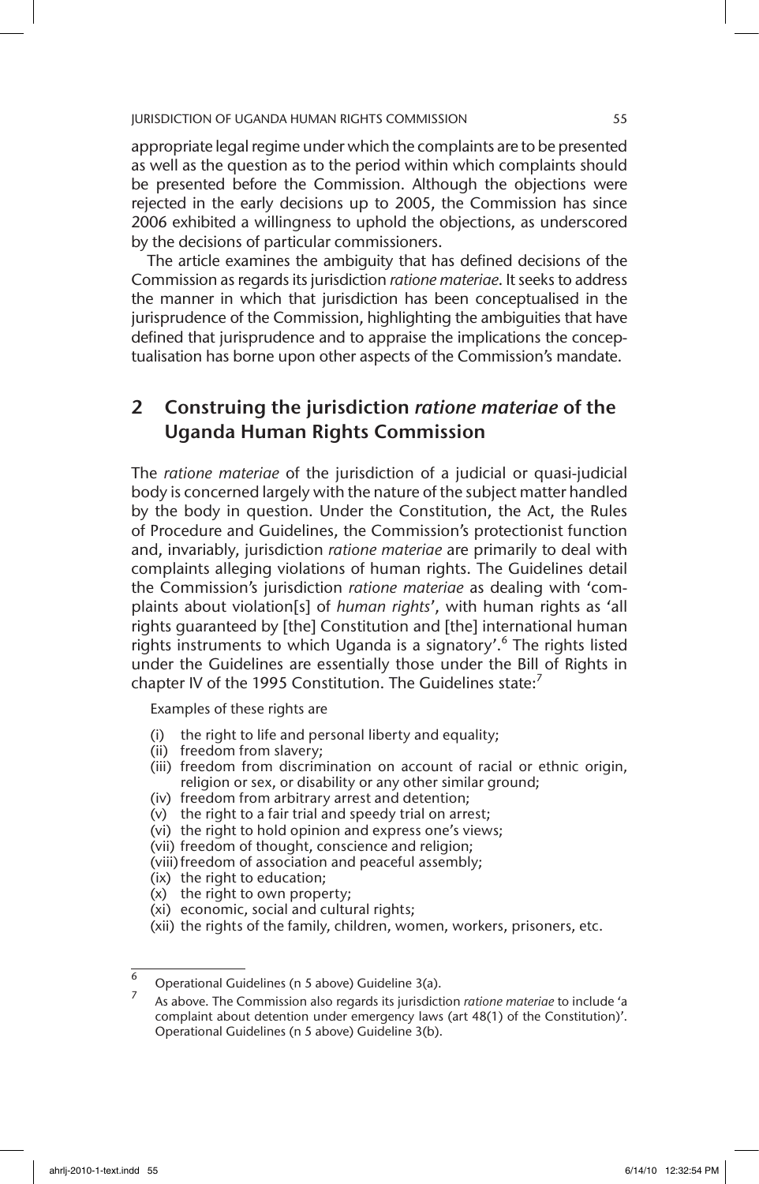appropriate legal regime under which the complaints are to be presented as well as the question as to the period within which complaints should be presented before the Commission. Although the objections were rejected in the early decisions up to 2005, the Commission has since 2006 exhibited a willingness to uphold the objections, as underscored by the decisions of particular commissioners.

The article examines the ambiguity that has defined decisions of the Commission as regards its jurisdiction *ratione materiae*. It seeks to address the manner in which that jurisdiction has been conceptualised in the jurisprudence of the Commission, highlighting the ambiguities that have defined that jurisprudence and to appraise the implications the conceptualisation has borne upon other aspects of the Commission's mandate.

## 2 Construing the jurisdiction *ratione materiae* of the Uganda Human Rights Commission

The *ratione materiae* of the jurisdiction of a judicial or quasi-judicial body is concerned largely with the nature of the subject matter handled by the body in question. Under the Constitution, the Act, the Rules of Procedure and Guidelines, the Commission's protectionist function and, invariably, jurisdiction *ratione materiae* are primarily to deal with complaints alleging violations of human rights. The Guidelines detail the Commission's jurisdiction *ratione materiae* as dealing with 'complaints about violation[s] of *human rights*', with human rights as 'all rights guaranteed by [the] Constitution and [the] international human rights instruments to which Uganda is a signatory'.[6] The rights listed under the Guidelines are essentially those under the Bill of Rights in chapter IV of the 1995 Constitution. The Guidelines state:[7]

> Examples of these rights are
>
> (i) the right to life and personal liberty and equality;
> (ii) freedom from slavery;
> (iii) freedom from discrimination on account of racial or ethnic origin, religion or sex, or disability or any other similar ground;
> (iv) freedom from arbitrary arrest and detention;
> (v) the right to a fair trial and speedy trial on arrest;
> (vi) the right to hold opinion and express one's views;
> (vii) freedom of thought, conscience and religion;
> (viii) freedom of association and peaceful assembly;
> (ix) the right to education;
> (x) the right to own property;
> (xi) economic, social and cultural rights;
> (xii) the rights of the family, children, women, workers, prisoners, etc.

---

[6] Operational Guidelines (n 5 above) Guideline 3(a).

[7] As above. The Commission also regards its jurisdiction *ratione materiae* to include 'a complaint about detention under emergency laws (art 48(1) of the Constitution)'. Operational Guidelines (n 5 above) Guideline 3(b).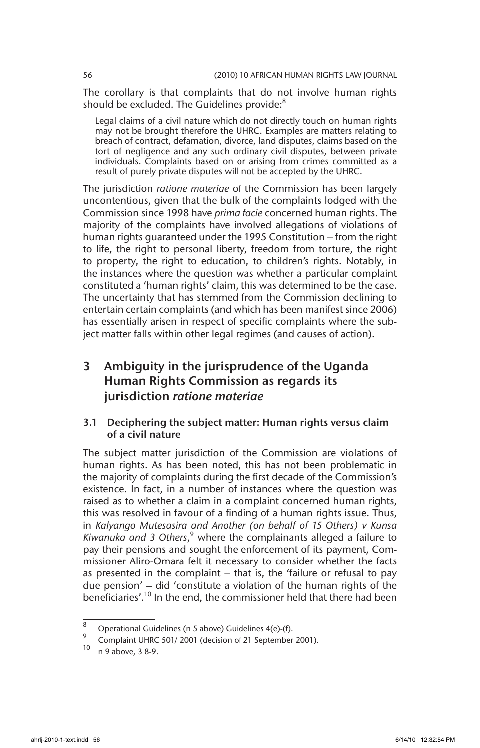The corollary is that complaints that do not involve human rights should be excluded. The Guidelines provide:[8]

> Legal claims of a civil nature which do not directly touch on human rights may not be brought therefore the UHRC. Examples are matters relating to breach of contract, defamation, divorce, land disputes, claims based on the tort of negligence and any such ordinary civil disputes, between private individuals. Complaints based on or arising from crimes committed as a result of purely private disputes will not be accepted by the UHRC.

The jurisdiction *ratione materiae* of the Commission has been largely uncontentious, given that the bulk of the complaints lodged with the Commission since 1998 have *prima facie* concerned human rights. The majority of the complaints have involved allegations of violations of human rights guaranteed under the 1995 Constitution – from the right to life, the right to personal liberty, freedom from torture, the right to property, the right to education, to children's rights. Notably, in the instances where the question was whether a particular complaint constituted a 'human rights' claim, this was determined to be the case. The uncertainty that has stemmed from the Commission declining to entertain certain complaints (and which has been manifest since 2006) has essentially arisen in respect of specific complaints where the subject matter falls within other legal regimes (and causes of action).

## 3 Ambiguity in the jurisprudence of the Uganda Human Rights Commission as regards its jurisdiction *ratione materiae*

### 3.1 Deciphering the subject matter: Human rights versus claim of a civil nature

The subject matter jurisdiction of the Commission are violations of human rights. As has been noted, this has not been problematic in the majority of complaints during the first decade of the Commission's existence. In fact, in a number of instances where the question was raised as to whether a claim in a complaint concerned human rights, this was resolved in favour of a finding of a human rights issue. Thus, in *Kalyango Mutesasira and Another (on behalf of 15 Others) v Kunsa Kiwanuka and 3 Others*,[9] where the complainants alleged a failure to pay their pensions and sought the enforcement of its payment, Commissioner Aliro-Omara felt it necessary to consider whether the facts as presented in the complaint – that is, the 'failure or refusal to pay due pension' – did 'constitute a violation of the human rights of the beneficiaries'.[10] In the end, the commissioner held that there had been

---

[8] Operational Guidelines (n 5 above) Guidelines 4(e)-(f).

[9] Complaint UHRC 501/ 2001 (decision of 21 September 2001).

[10] n 9 above, 3 8-9.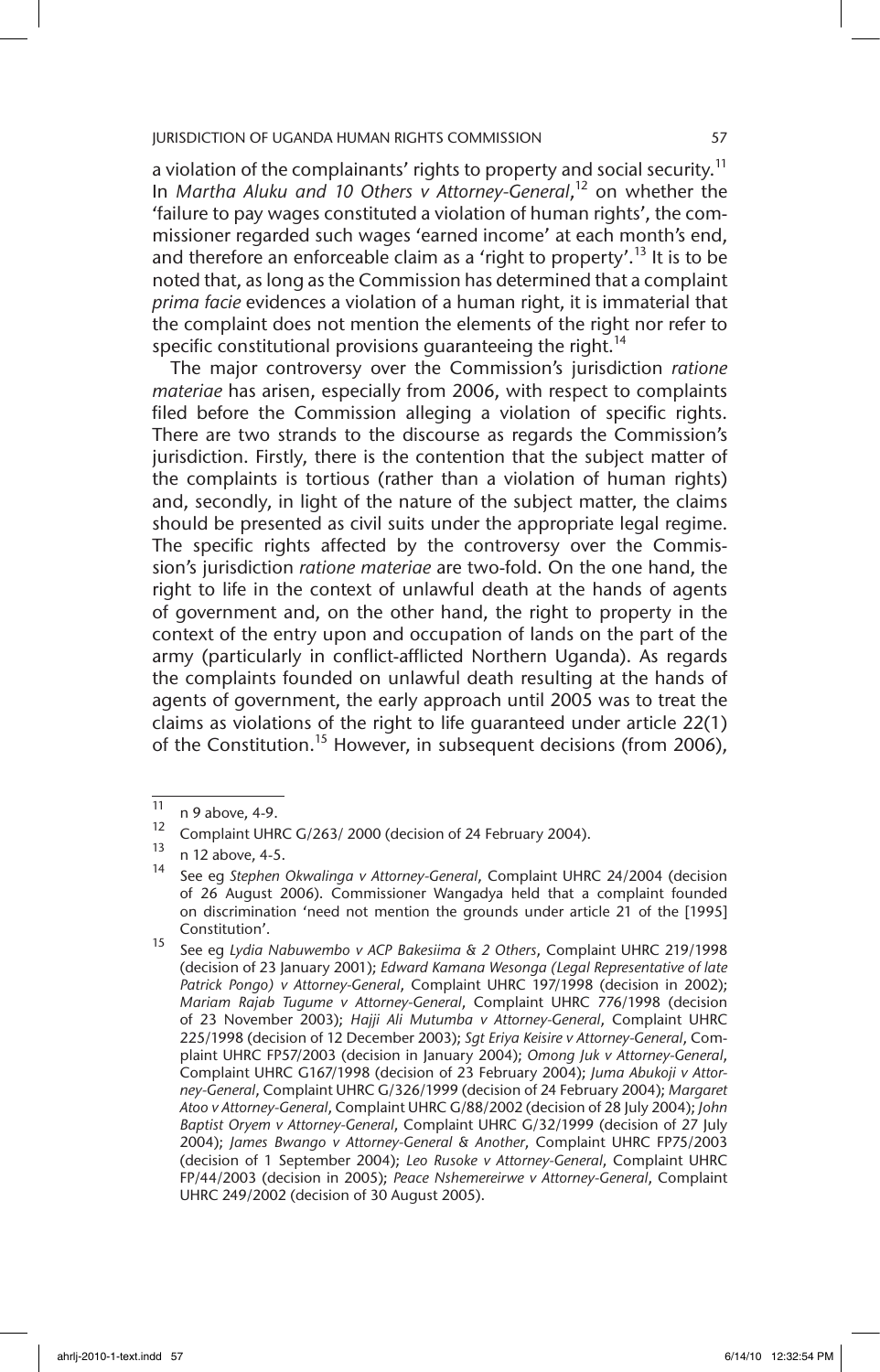a violation of the complainants' rights to property and social security.[11] In *Martha Aluku and 10 Others v Attorney-General*,[12] on whether the 'failure to pay wages constituted a violation of human rights', the commissioner regarded such wages 'earned income' at each month's end, and therefore an enforceable claim as a 'right to property'.[13] It is to be noted that, as long as the Commission has determined that a complaint *prima facie* evidences a violation of a human right, it is immaterial that the complaint does not mention the elements of the right nor refer to specific constitutional provisions guaranteeing the right.[14]

The major controversy over the Commission's jurisdiction *ratione materiae* has arisen, especially from 2006, with respect to complaints filed before the Commission alleging a violation of specific rights. There are two strands to the discourse as regards the Commission's jurisdiction. Firstly, there is the contention that the subject matter of the complaints is tortious (rather than a violation of human rights) and, secondly, in light of the nature of the subject matter, the claims should be presented as civil suits under the appropriate legal regime. The specific rights affected by the controversy over the Commission's jurisdiction *ratione materiae* are two-fold. On the one hand, the right to life in the context of unlawful death at the hands of agents of government and, on the other hand, the right to property in the context of the entry upon and occupation of lands on the part of the army (particularly in conflict-afflicted Northern Uganda). As regards the complaints founded on unlawful death resulting at the hands of agents of government, the early approach until 2005 was to treat the claims as violations of the right to life guaranteed under article 22(1) of the Constitution.[15] However, in subsequent decisions (from 2006),

---

[11] n 9 above, 4-9.

[12] Complaint UHRC G/263/ 2000 (decision of 24 February 2004).

[13] n 12 above, 4-5.

[14] See eg *Stephen Okwalinga v Attorney-General*, Complaint UHRC 24/2004 (decision of 26 August 2006). Commissioner Wangadya held that a complaint founded on discrimination 'need not mention the grounds under article 21 of the [1995] Constitution'.

[15] See eg *Lydia Nabuwembo v ACP Bakesiima & 2 Others*, Complaint UHRC 219/1998 (decision of 23 January 2001); *Edward Kamana Wesonga (Legal Representative of late Patrick Pongo) v Attorney-General*, Complaint UHRC 197/1998 (decision in 2002); *Mariam Rajab Tugume v Attorney-General*, Complaint UHRC 776/1998 (decision of 23 November 2003); *Hajji Ali Mutumba v Attorney-General*, Complaint UHRC 225/1998 (decision of 12 December 2003); *Sgt Eriya Keisire v Attorney-General*, Complaint UHRC FP57/2003 (decision in January 2004); *Omong Juk v Attorney-General*, Complaint UHRC G167/1998 (decision of 23 February 2004); *Juma Abukoji v Attorney-General*, Complaint UHRC G/326/1999 (decision of 24 February 2004); *Margaret Atoo v Attorney-General*, Complaint UHRC G/88/2002 (decision of 28 July 2004); *John Baptist Oryem v Attorney-General*, Complaint UHRC G/32/1999 (decision of 27 July 2004); *James Bwango v Attorney-General & Another*, Complaint UHRC FP75/2003 (decision of 1 September 2004); *Leo Rusoke v Attorney-General*, Complaint UHRC FP/44/2003 (decision in 2005); *Peace Nshemereirwe v Attorney-General*, Complaint UHRC 249/2002 (decision of 30 August 2005).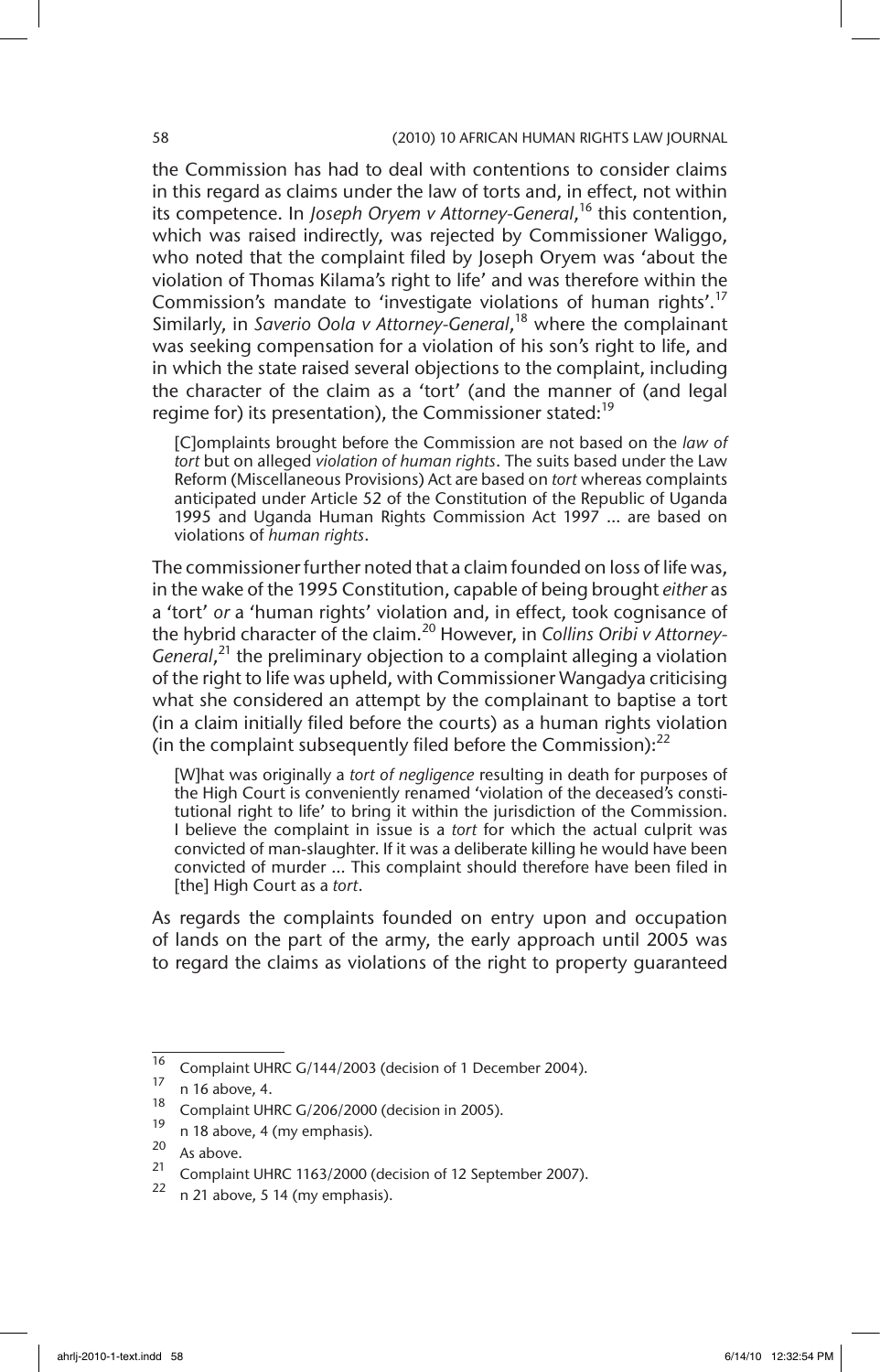the Commission has had to deal with contentions to consider claims in this regard as claims under the law of torts and, in effect, not within its competence. In *Joseph Oryem v Attorney-General*,[16] this contention, which was raised indirectly, was rejected by Commissioner Waliggo, who noted that the complaint filed by Joseph Oryem was 'about the violation of Thomas Kilama's right to life' and was therefore within the Commission's mandate to 'investigate violations of human rights'.[17] Similarly, in *Saverio Oola v Attorney-General*,[18] where the complainant was seeking compensation for a violation of his son's right to life, and in which the state raised several objections to the complaint, including the character of the claim as a 'tort' (and the manner of (and legal regime for) its presentation), the Commissioner stated:[19]

> [C]omplaints brought before the Commission are not based on the *law of tort* but on alleged *violation of human rights*. The suits based under the Law Reform (Miscellaneous Provisions) Act are based on *tort* whereas complaints anticipated under Article 52 of the Constitution of the Republic of Uganda 1995 and Uganda Human Rights Commission Act 1997 ... are based on violations of *human rights*.

The commissioner further noted that a claim founded on loss of life was, in the wake of the 1995 Constitution, capable of being brought *either* as a 'tort' *or* a 'human rights' violation and, in effect, took cognisance of the hybrid character of the claim.[20] However, in *Collins Oribi v Attorney-General*,[21] the preliminary objection to a complaint alleging a violation of the right to life was upheld, with Commissioner Wangadya criticising what she considered an attempt by the complainant to baptise a tort (in a claim initially filed before the courts) as a human rights violation (in the complaint subsequently filed before the Commission):[22]

> [W]hat was originally a *tort of negligence* resulting in death for purposes of the High Court is conveniently renamed 'violation of the deceased's constitutional right to life' to bring it within the jurisdiction of the Commission. I believe the complaint in issue is a *tort* for which the actual culprit was convicted of man-slaughter. If it was a deliberate killing he would have been convicted of murder ... This complaint should therefore have been filed in [the] High Court as a *tort*.

As regards the complaints founded on entry upon and occupation of lands on the part of the army, the early approach until 2005 was to regard the claims as violations of the right to property guaranteed

---

[16] Complaint UHRC G/144/2003 (decision of 1 December 2004).

[17] n 16 above, 4.

[18] Complaint UHRC G/206/2000 (decision in 2005).

[19] n 18 above, 4 (my emphasis).

[20] As above.

[21] Complaint UHRC 1163/2000 (decision of 12 September 2007).

[22] n 21 above, 5 14 (my emphasis).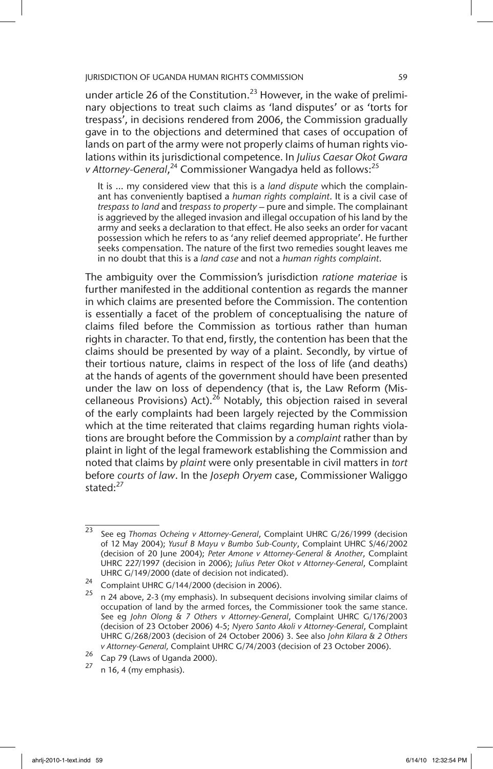under article 26 of the Constitution.[23] However, in the wake of preliminary objections to treat such claims as 'land disputes' or as 'torts for trespass', in decisions rendered from 2006, the Commission gradually gave in to the objections and determined that cases of occupation of lands on part of the army were not properly claims of human rights violations within its jurisdictional competence. In *Julius Caesar Okot Gwara v Attorney-General*,[24] Commissioner Wangadya held as follows:[25]

> It is ... my considered view that this is a *land dispute* which the complainant has conveniently baptised a *human rights complaint*. It is a civil case of *trespass to land* and *trespass to property* – pure and simple. The complainant is aggrieved by the alleged invasion and illegal occupation of his land by the army and seeks a declaration to that effect. He also seeks an order for vacant possession which he refers to as 'any relief deemed appropriate'. He further seeks compensation. The nature of the first two remedies sought leaves me in no doubt that this is a *land case* and not a *human rights complaint*.

The ambiguity over the Commission's jurisdiction *ratione materiae* is further manifested in the additional contention as regards the manner in which claims are presented before the Commission. The contention is essentially a facet of the problem of conceptualising the nature of claims filed before the Commission as tortious rather than human rights in character. To that end, firstly, the contention has been that the claims should be presented by way of a plaint. Secondly, by virtue of their tortious nature, claims in respect of the loss of life (and deaths) at the hands of agents of the government should have been presented under the law on loss of dependency (that is, the Law Reform (Miscellaneous Provisions) Act).[26] Notably, this objection raised in several of the early complaints had been largely rejected by the Commission which at the time reiterated that claims regarding human rights violations are brought before the Commission by a *complaint* rather than by plaint in light of the legal framework establishing the Commission and noted that claims by *plaint* were only presentable in civil matters in *tort* before *courts of law*. In the *Joseph Oryem* case, Commissioner Waliggo stated:[27]

---

[23] See eg *Thomas Ocheing v Attorney-General*, Complaint UHRC G/26/1999 (decision of 12 May 2004); *Yusuf B Mayu v Bumbo Sub-County*, Complaint UHRC S/46/2002 (decision of 20 June 2004); *Peter Amone v Attorney-General & Another*, Complaint UHRC 227/1997 (decision in 2006); *Julius Peter Okot v Attorney-General*, Complaint UHRC G/149/2000 (date of decision not indicated).

[24] Complaint UHRC G/144/2000 (decision in 2006).

[25] n 24 above, 2-3 (my emphasis). In subsequent decisions involving similar claims of occupation of land by the armed forces, the Commissioner took the same stance. See eg *John Olong & 7 Others v Attorney-General*, Complaint UHRC G/176/2003 (decision of 23 October 2006) 4-5; *Nyero Santo Akoli v Attorney-General*, Complaint UHRC G/268/2003 (decision of 24 October 2006) 3. See also *John Kilara & 2 Others v Attorney-General,* Complaint UHRC G/74/2003 (decision of 23 October 2006).

[26] Cap 79 (Laws of Uganda 2000).

[27] n 16, 4 (my emphasis).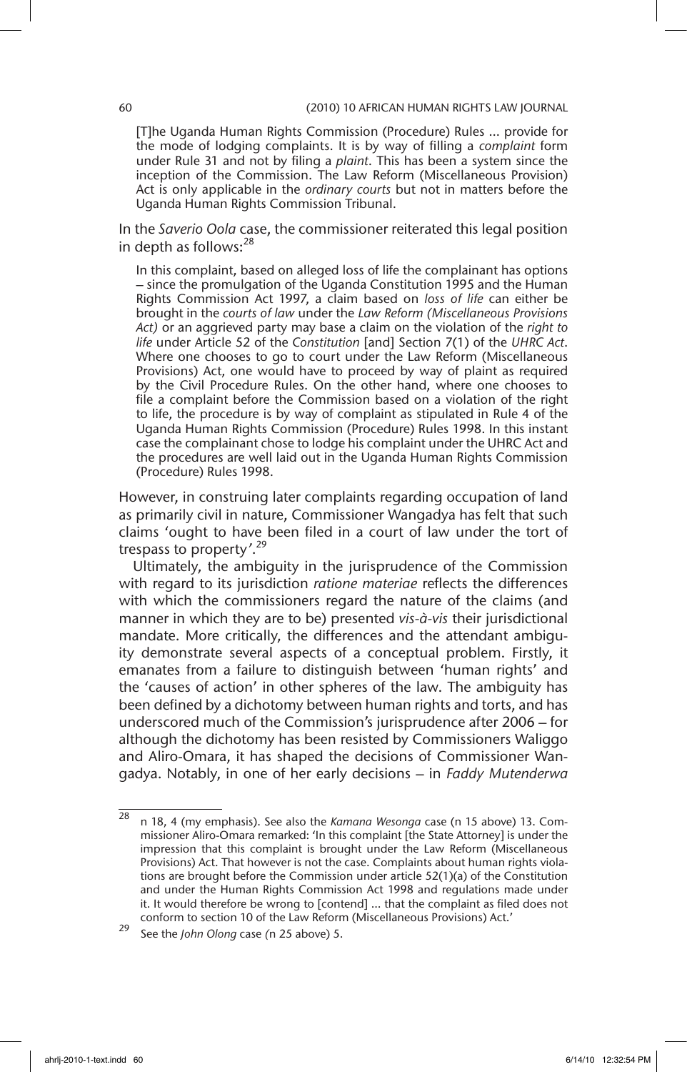> [T]he Uganda Human Rights Commission (Procedure) Rules ... provide for the mode of lodging complaints. It is by way of filling a *complaint* form under Rule 31 and not by filing a *plaint*. This has been a system since the inception of the Commission. The Law Reform (Miscellaneous Provision) Act is only applicable in the *ordinary courts* but not in matters before the Uganda Human Rights Commission Tribunal.

In the *Saverio Oola* case, the commissioner reiterated this legal position in depth as follows:[28]

> In this complaint, based on alleged loss of life the complainant has options – since the promulgation of the Uganda Constitution 1995 and the Human Rights Commission Act 1997, a claim based on *loss of life* can either be brought in the *courts of law* under the *Law Reform (Miscellaneous Provisions Act)* or an aggrieved party may base a claim on the violation of the *right to life* under Article 52 of the *Constitution* [and] Section 7(1) of the *UHRC Act*. Where one chooses to go to court under the Law Reform (Miscellaneous Provisions) Act, one would have to proceed by way of plaint as required by the Civil Procedure Rules. On the other hand, where one chooses to file a complaint before the Commission based on a violation of the right to life, the procedure is by way of complaint as stipulated in Rule 4 of the Uganda Human Rights Commission (Procedure) Rules 1998. In this instant case the complainant chose to lodge his complaint under the UHRC Act and the procedures are well laid out in the Uganda Human Rights Commission (Procedure) Rules 1998.

However, in construing later complaints regarding occupation of land as primarily civil in nature, Commissioner Wangadya has felt that such claims 'ought to have been filed in a court of law under the tort of trespass to property'.[29]

Ultimately, the ambiguity in the jurisprudence of the Commission with regard to its jurisdiction *ratione materiae* reflects the differences with which the commissioners regard the nature of the claims (and manner in which they are to be) presented *vis-à-vis* their jurisdictional mandate. More critically, the differences and the attendant ambiguity demonstrate several aspects of a conceptual problem. Firstly, it emanates from a failure to distinguish between 'human rights' and the 'causes of action' in other spheres of the law. The ambiguity has been defined by a dichotomy between human rights and torts, and has underscored much of the Commission's jurisprudence after 2006 – for although the dichotomy has been resisted by Commissioners Waliggo and Aliro-Omara, it has shaped the decisions of Commissioner Wangadya. Notably, in one of her early decisions – in *Faddy Mutenderwa*

---

[28] n 18, 4 (my emphasis). See also the *Kamana Wesonga* case (n 15 above) 13. Commissioner Aliro-Omara remarked: 'In this complaint [the State Attorney] is under the impression that this complaint is brought under the Law Reform (Miscellaneous Provisions) Act. That however is not the case. Complaints about human rights violations are brought before the Commission under article 52(1)(a) of the Constitution and under the Human Rights Commission Act 1998 and regulations made under it. It would therefore be wrong to [contend] ... that the complaint as filed does not conform to section 10 of the Law Reform (Miscellaneous Provisions) Act.'

[29] See the *John Olong* case (n 25 above) 5.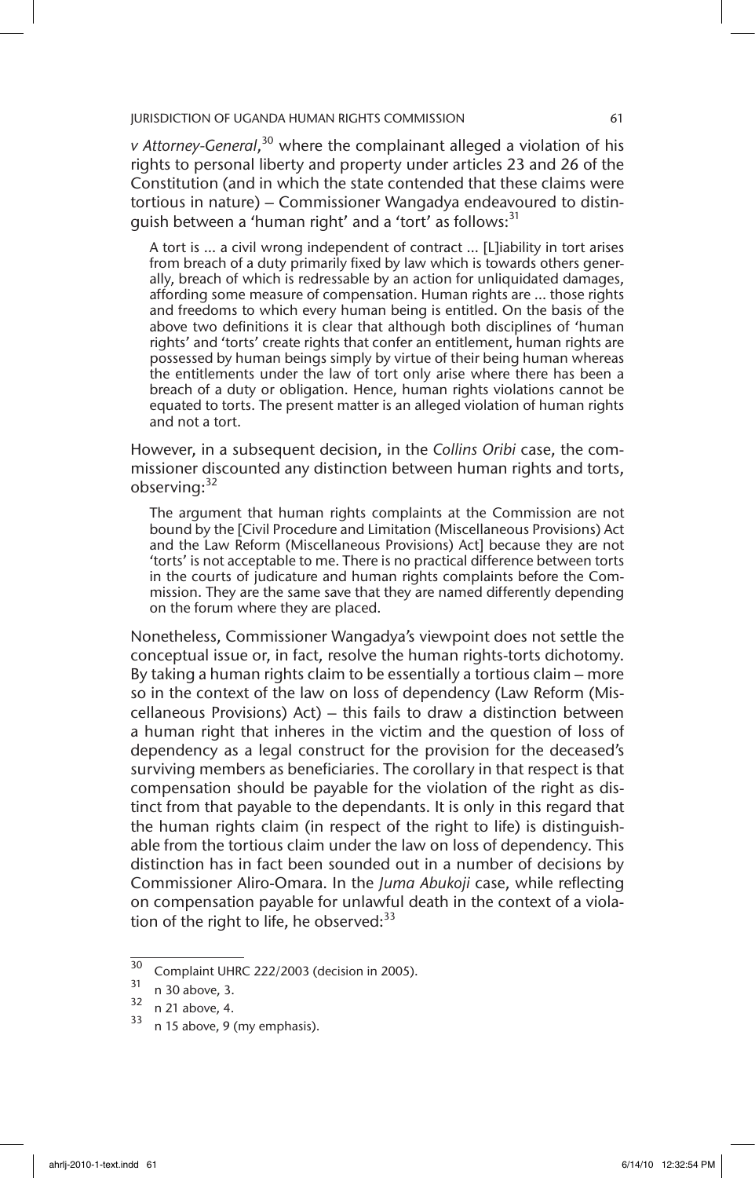*v Attorney-General*,[30] where the complainant alleged a violation of his rights to personal liberty and property under articles 23 and 26 of the Constitution (and in which the state contended that these claims were tortious in nature) – Commissioner Wangadya endeavoured to distinguish between a 'human right' and a 'tort' as follows:[31]

> A tort is ... a civil wrong independent of contract ... [L]iability in tort arises from breach of a duty primarily fixed by law which is towards others generally, breach of which is redressable by an action for unliquidated damages, affording some measure of compensation. Human rights are ... those rights and freedoms to which every human being is entitled. On the basis of the above two definitions it is clear that although both disciplines of 'human rights' and 'torts' create rights that confer an entitlement, human rights are possessed by human beings simply by virtue of their being human whereas the entitlements under the law of tort only arise where there has been a breach of a duty or obligation. Hence, human rights violations cannot be equated to torts. The present matter is an alleged violation of human rights and not a tort.

However, in a subsequent decision, in the *Collins Oribi* case, the commissioner discounted any distinction between human rights and torts, observing:[32]

> The argument that human rights complaints at the Commission are not bound by the [Civil Procedure and Limitation (Miscellaneous Provisions) Act and the Law Reform (Miscellaneous Provisions) Act] because they are not 'torts' is not acceptable to me. There is no practical difference between torts in the courts of judicature and human rights complaints before the Commission. They are the same save that they are named differently depending on the forum where they are placed.

Nonetheless, Commissioner Wangadya's viewpoint does not settle the conceptual issue or, in fact, resolve the human rights-torts dichotomy. By taking a human rights claim to be essentially a tortious claim – more so in the context of the law on loss of dependency (Law Reform (Miscellaneous Provisions) Act) – this fails to draw a distinction between a human right that inheres in the victim and the question of loss of dependency as a legal construct for the provision for the deceased's surviving members as beneficiaries. The corollary in that respect is that compensation should be payable for the violation of the right as distinct from that payable to the dependants. It is only in this regard that the human rights claim (in respect of the right to life) is distinguishable from the tortious claim under the law on loss of dependency. This distinction has in fact been sounded out in a number of decisions by Commissioner Aliro-Omara. In the *Juma Abukoji* case, while reflecting on compensation payable for unlawful death in the context of a violation of the right to life, he observed:[33]

---

[30] Complaint UHRC 222/2003 (decision in 2005).

[31] n 30 above, 3.

[32] n 21 above, 4.

[33] n 15 above, 9 (my emphasis).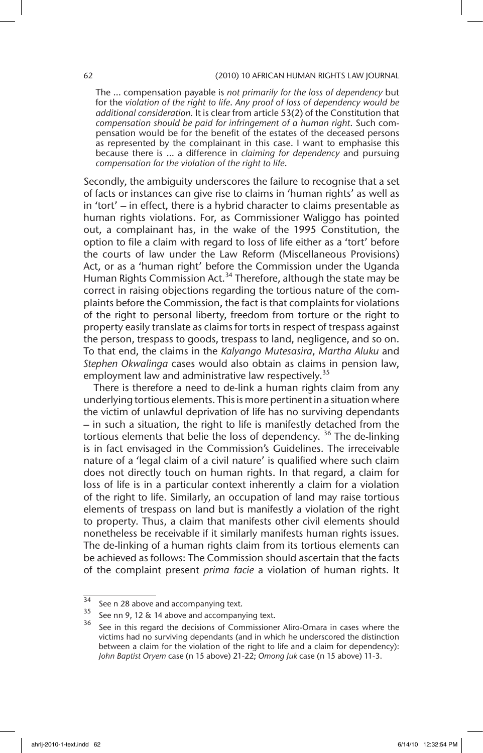> The ... compensation payable is *not primarily for the loss of dependency* but for the *violation of the right to life*. *Any proof of loss of dependency would be additional consideration.* It is clear from article 53(2) of the Constitution that *compensation should be paid for infringement of a human right*. Such compensation would be for the benefit of the estates of the deceased persons as represented by the complainant in this case. I want to emphasise this because there is ... a difference in *claiming for dependency* and pursuing *compensation for the violation of the right to life*.

Secondly, the ambiguity underscores the failure to recognise that a set of facts or instances can give rise to claims in 'human rights' as well as in 'tort' – in effect, there is a hybrid character to claims presentable as human rights violations. For, as Commissioner Waliggo has pointed out, a complainant has, in the wake of the 1995 Constitution, the option to file a claim with regard to loss of life either as a 'tort' before the courts of law under the Law Reform (Miscellaneous Provisions) Act, or as a 'human right' before the Commission under the Uganda Human Rights Commission Act.[34] Therefore, although the state may be correct in raising objections regarding the tortious nature of the complaints before the Commission, the fact is that complaints for violations of the right to personal liberty, freedom from torture or the right to property easily translate as claims for torts in respect of trespass against the person, trespass to goods, trespass to land, negligence, and so on. To that end, the claims in the *Kalyango Mutesasira*, *Martha Aluku* and *Stephen Okwalinga* cases would also obtain as claims in pension law, employment law and administrative law respectively.[35]

There is therefore a need to de-link a human rights claim from any underlying tortious elements. This is more pertinent in a situation where the victim of unlawful deprivation of life has no surviving dependants – in such a situation, the right to life is manifestly detached from the tortious elements that belie the loss of dependency.[36] The de-linking is in fact envisaged in the Commission's Guidelines. The irreceivable nature of a 'legal claim of a civil nature' is qualified where such claim does not directly touch on human rights. In that regard, a claim for loss of life is in a particular context inherently a claim for a violation of the right to life. Similarly, an occupation of land may raise tortious elements of trespass on land but is manifestly a violation of the right to property. Thus, a claim that manifests other civil elements should nonetheless be receivable if it similarly manifests human rights issues. The de-linking of a human rights claim from its tortious elements can be achieved as follows: The Commission should ascertain that the facts of the complaint present *prima facie* a violation of human rights. It

---

[34] See n 28 above and accompanying text.

[35] See nn 9, 12 & 14 above and accompanying text.

[36] See in this regard the decisions of Commissioner Aliro-Omara in cases where the victims had no surviving dependants (and in which he underscored the distinction between a claim for the violation of the right to life and a claim for dependency): *John Baptist Oryem* case (n 15 above) 21-22; *Omong Juk* case (n 15 above) 11-3.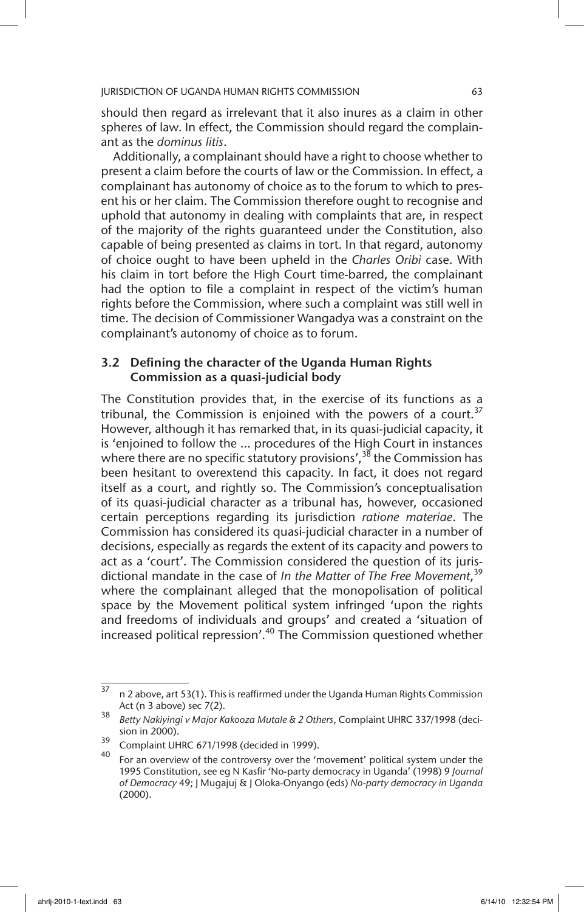should then regard as irrelevant that it also inures as a claim in other spheres of law. In effect, the Commission should regard the complainant as the *dominus litis*.

Additionally, a complainant should have a right to choose whether to present a claim before the courts of law or the Commission. In effect, a complainant has autonomy of choice as to the forum to which to present his or her claim. The Commission therefore ought to recognise and uphold that autonomy in dealing with complaints that are, in respect of the majority of the rights guaranteed under the Constitution, also capable of being presented as claims in tort. In that regard, autonomy of choice ought to have been upheld in the *Charles Oribi* case. With his claim in tort before the High Court time-barred, the complainant had the option to file a complaint in respect of the victim's human rights before the Commission, where such a complaint was still well in time. The decision of Commissioner Wangadya was a constraint on the complainant's autonomy of choice as to forum.

### 3.2 Defining the character of the Uganda Human Rights Commission as a quasi-judicial body

The Constitution provides that, in the exercise of its functions as a tribunal, the Commission is enjoined with the powers of a court.[37] However, although it has remarked that, in its quasi-judicial capacity, it is 'enjoined to follow the ... procedures of the High Court in instances where there are no specific statutory provisions',[38] the Commission has been hesitant to overextend this capacity. In fact, it does not regard itself as a court, and rightly so. The Commission's conceptualisation of its quasi-judicial character as a tribunal has, however, occasioned certain perceptions regarding its jurisdiction *ratione materiae*. The Commission has considered its quasi-judicial character in a number of decisions, especially as regards the extent of its capacity and powers to act as a 'court'. The Commission considered the question of its jurisdictional mandate in the case of *In the Matter of The Free Movement*,[39] where the complainant alleged that the monopolisation of political space by the Movement political system infringed 'upon the rights and freedoms of individuals and groups' and created a 'situation of increased political repression'.[40] The Commission questioned whether

---

[37] n 2 above, art 53(1). This is reaffirmed under the Uganda Human Rights Commission Act (n 3 above) sec 7(2).

[38] *Betty Nakiyingi v Major Kakooza Mutale & 2 Others*, Complaint UHRC 337/1998 (decision in 2000).

[39] Complaint UHRC 671/1998 (decided in 1999).

[40] For an overview of the controversy over the 'movement' political system under the 1995 Constitution, see eg N Kasfir 'No-party democracy in Uganda' (1998) 9 *Journal of Democracy* 49; J Mugajuj & J Oloka-Onyango (eds) *No-party democracy in Uganda* (2000).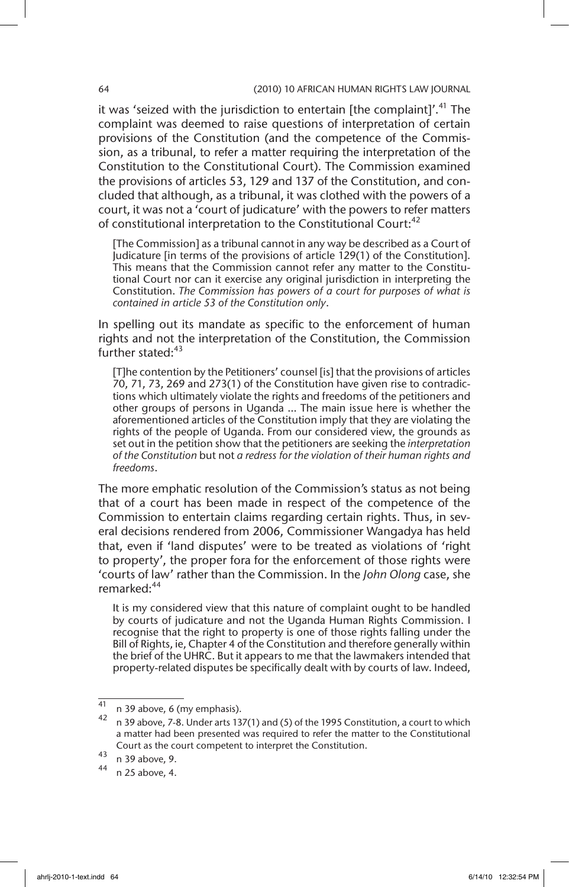it was 'seized with the jurisdiction to entertain [the complaint]'.[41] The complaint was deemed to raise questions of interpretation of certain provisions of the Constitution (and the competence of the Commission, as a tribunal, to refer a matter requiring the interpretation of the Constitution to the Constitutional Court). The Commission examined the provisions of articles 53, 129 and 137 of the Constitution, and concluded that although, as a tribunal, it was clothed with the powers of a court, it was not a 'court of judicature' with the powers to refer matters of constitutional interpretation to the Constitutional Court:[42]

> [The Commission] as a tribunal cannot in any way be described as a Court of Judicature [in terms of the provisions of article 129(1) of the Constitution]. This means that the Commission cannot refer any matter to the Constitutional Court nor can it exercise any original jurisdiction in interpreting the Constitution. *The Commission has powers of a court for purposes of what is contained in article 53 of the Constitution only*.

In spelling out its mandate as specific to the enforcement of human rights and not the interpretation of the Constitution, the Commission further stated:[43]

> [T]he contention by the Petitioners' counsel [is] that the provisions of articles 70, 71, 73, 269 and 273(1) of the Constitution have given rise to contradictions which ultimately violate the rights and freedoms of the petitioners and other groups of persons in Uganda ... The main issue here is whether the aforementioned articles of the Constitution imply that they are violating the rights of the people of Uganda. From our considered view, the grounds as set out in the petition show that the petitioners are seeking the *interpretation of the Constitution* but not *a redress for the violation of their human rights and freedoms*.

The more emphatic resolution of the Commission's status as not being that of a court has been made in respect of the competence of the Commission to entertain claims regarding certain rights. Thus, in several decisions rendered from 2006, Commissioner Wangadya has held that, even if 'land disputes' were to be treated as violations of 'right to property', the proper fora for the enforcement of those rights were 'courts of law' rather than the Commission. In the *John Olong* case, she remarked:[44]

> It is my considered view that this nature of complaint ought to be handled by courts of judicature and not the Uganda Human Rights Commission. I recognise that the right to property is one of those rights falling under the Bill of Rights, ie, Chapter 4 of the Constitution and therefore generally within the brief of the UHRC. But it appears to me that the lawmakers intended that property-related disputes be specifically dealt with by courts of law. Indeed,

---

[41] n 39 above, 6 (my emphasis).

[42] n 39 above, 7-8. Under arts 137(1) and (5) of the 1995 Constitution, a court to which a matter had been presented was required to refer the matter to the Constitutional Court as the court competent to interpret the Constitution.

[43] n 39 above, 9.

[44] n 25 above, 4.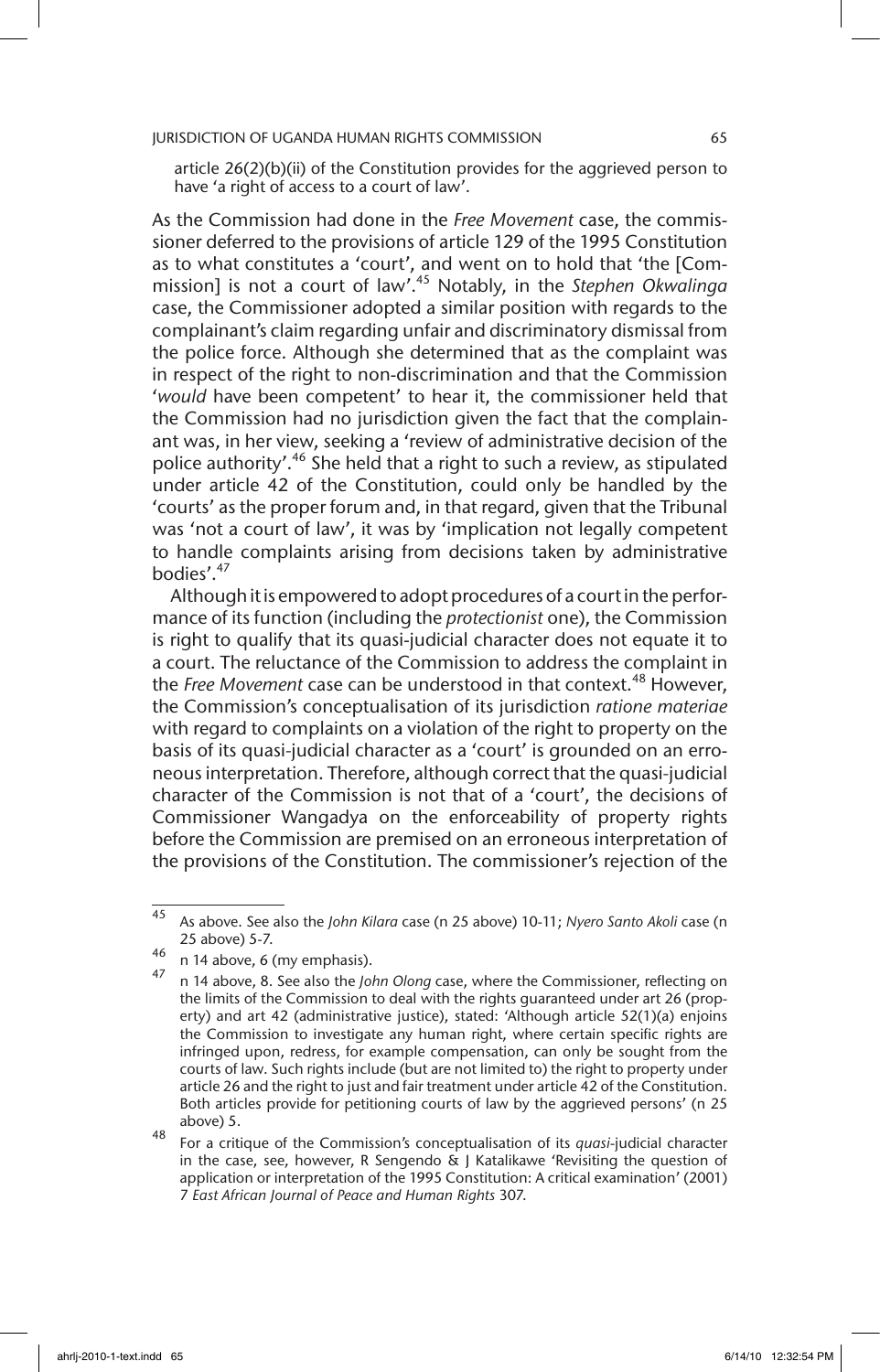article 26(2)(b)(ii) of the Constitution provides for the aggrieved person to have 'a right of access to a court of law'.

As the Commission had done in the *Free Movement* case, the commissioner deferred to the provisions of article 129 of the 1995 Constitution as to what constitutes a 'court', and went on to hold that 'the [Commission] is not a court of law'.[45] Notably, in the *Stephen Okwalinga* case, the Commissioner adopted a similar position with regards to the complainant's claim regarding unfair and discriminatory dismissal from the police force. Although she determined that as the complaint was in respect of the right to non-discrimination and that the Commission '*would* have been competent' to hear it, the commissioner held that the Commission had no jurisdiction given the fact that the complainant was, in her view, seeking a 'review of administrative decision of the police authority'.[46] She held that a right to such a review, as stipulated under article 42 of the Constitution, could only be handled by the 'courts' as the proper forum and, in that regard, given that the Tribunal was 'not a court of law', it was by 'implication not legally competent to handle complaints arising from decisions taken by administrative bodies'.[47]

Although it is empowered to adopt procedures of a court in the performance of its function (including the *protectionist* one), the Commission is right to qualify that its quasi-judicial character does not equate it to a court. The reluctance of the Commission to address the complaint in the *Free Movement* case can be understood in that context.[48] However, the Commission's conceptualisation of its jurisdiction *ratione materiae* with regard to complaints on a violation of the right to property on the basis of its quasi-judicial character as a 'court' is grounded on an erroneous interpretation. Therefore, although correct that the quasi-judicial character of the Commission is not that of a 'court', the decisions of Commissioner Wangadya on the enforceability of property rights before the Commission are premised on an erroneous interpretation of the provisions of the Constitution. The commissioner's rejection of the

---

[45] As above. See also the *John Kilara* case (n 25 above) 10-11; *Nyero Santo Akoli* case (n 25 above) 5-7.

[46] n 14 above, 6 (my emphasis).

[47] n 14 above, 8. See also the *John Olong* case, where the Commissioner, reflecting on the limits of the Commission to deal with the rights guaranteed under art 26 (property) and art 42 (administrative justice), stated: 'Although article 52(1)(a) enjoins the Commission to investigate any human right, where certain specific rights are infringed upon, redress, for example compensation, can only be sought from the courts of law. Such rights include (but are not limited to) the right to property under article 26 and the right to just and fair treatment under article 42 of the Constitution. Both articles provide for petitioning courts of law by the aggrieved persons' (n 25 above) 5.

[48] For a critique of the Commission's conceptualisation of its *quasi*-judicial character in the case, see, however, R Sengendo & J Katalikawe 'Revisiting the question of application or interpretation of the 1995 Constitution: A critical examination' (2001) 7 *East African Journal of Peace and Human Rights* 307.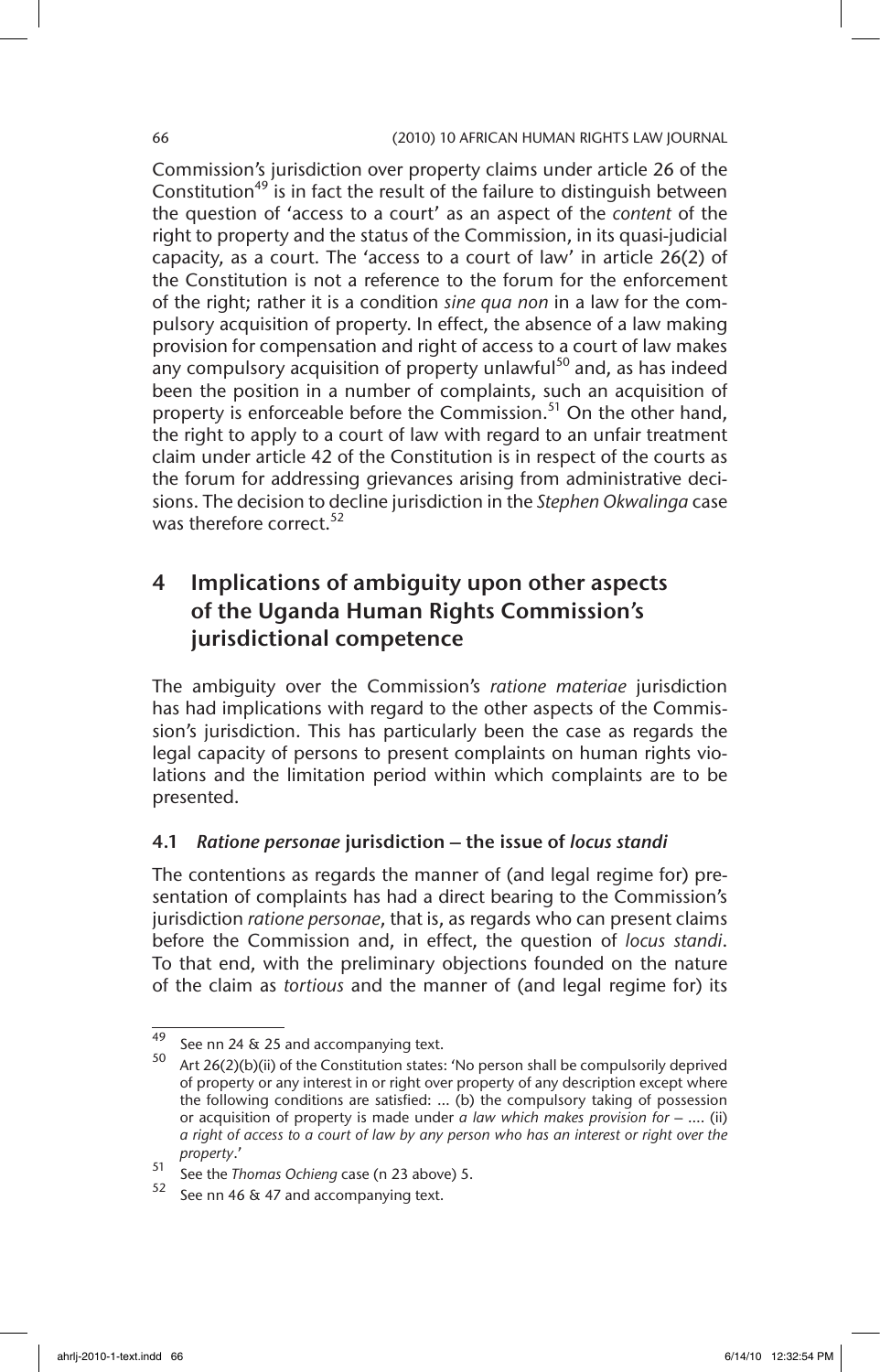Commission's jurisdiction over property claims under article 26 of the Constitution[49] is in fact the result of the failure to distinguish between the question of 'access to a court' as an aspect of the *content* of the right to property and the status of the Commission, in its quasi-judicial capacity, as a court. The 'access to a court of law' in article 26(2) of the Constitution is not a reference to the forum for the enforcement of the right; rather it is a condition *sine qua non* in a law for the compulsory acquisition of property. In effect, the absence of a law making provision for compensation and right of access to a court of law makes any compulsory acquisition of property unlawful[50] and, as has indeed been the position in a number of complaints, such an acquisition of property is enforceable before the Commission.[51] On the other hand, the right to apply to a court of law with regard to an unfair treatment claim under article 42 of the Constitution is in respect of the courts as the forum for addressing grievances arising from administrative decisions. The decision to decline jurisdiction in the *Stephen Okwalinga* case was therefore correct.[52]

## 4 Implications of ambiguity upon other aspects of the Uganda Human Rights Commission's jurisdictional competence

The ambiguity over the Commission's *ratione materiae* jurisdiction has had implications with regard to the other aspects of the Commission's jurisdiction. This has particularly been the case as regards the legal capacity of persons to present complaints on human rights violations and the limitation period within which complaints are to be presented.

### 4.1 *Ratione personae* jurisdiction – the issue of *locus standi*

The contentions as regards the manner of (and legal regime for) presentation of complaints has had a direct bearing to the Commission's jurisdiction *ratione personae*, that is, as regards who can present claims before the Commission and, in effect, the question of *locus standi*. To that end, with the preliminary objections founded on the nature of the claim as *tortious* and the manner of (and legal regime for) its

---

[49] See nn 24 & 25 and accompanying text.

[50] Art 26(2)(b)(ii) of the Constitution states: 'No person shall be compulsorily deprived of property or any interest in or right over property of any description except where the following conditions are satisfied: ... (b) the compulsory taking of possession or acquisition of property is made under *a law which makes provision for* – .... (ii) *a right of access to a court of law by any person who has an interest or right over the property*.'

[51] See the *Thomas Ochieng* case (n 23 above) 5.

[52] See nn 46 & 47 and accompanying text.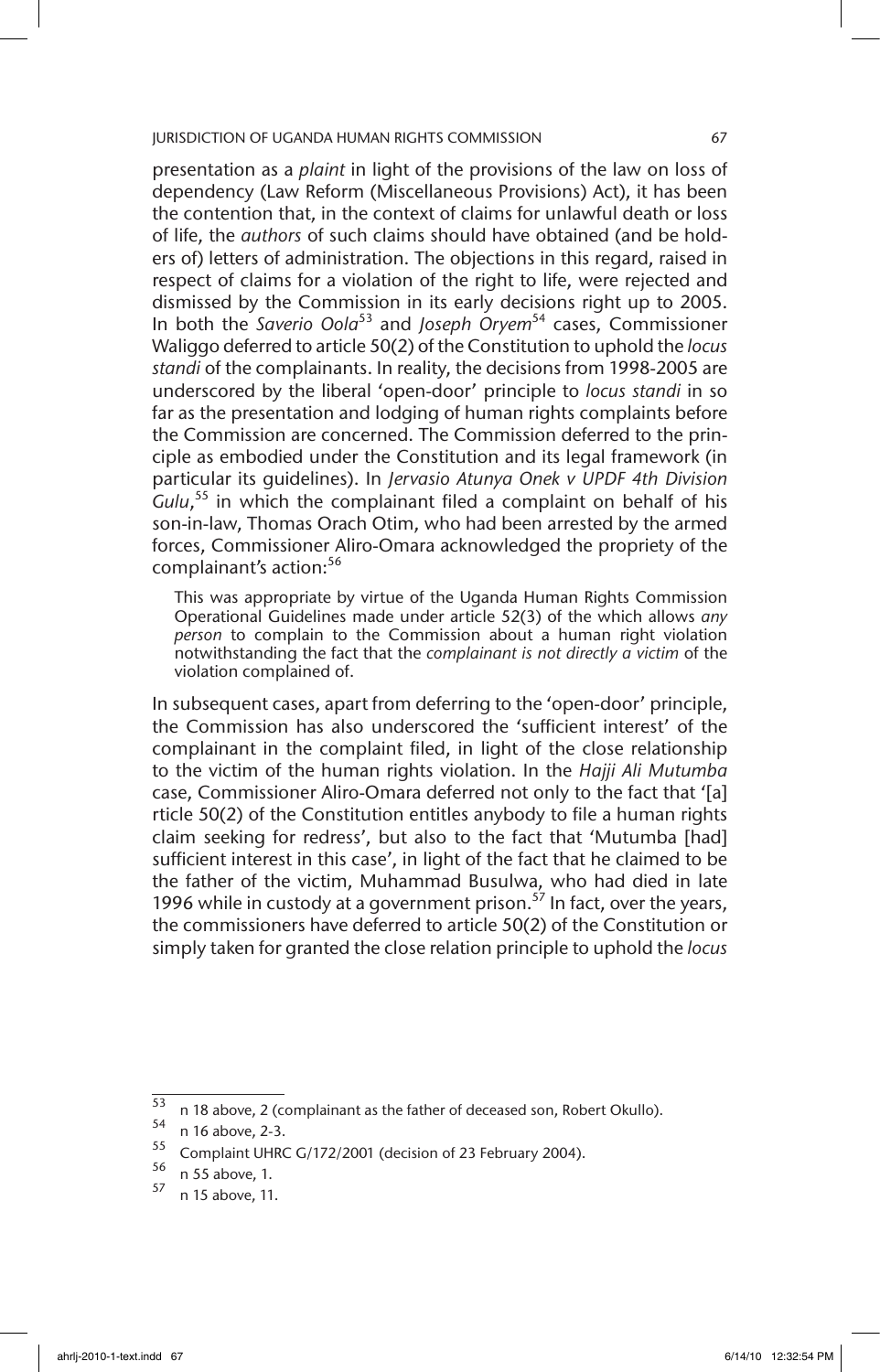presentation as a *plaint* in light of the provisions of the law on loss of dependency (Law Reform (Miscellaneous Provisions) Act), it has been the contention that, in the context of claims for unlawful death or loss of life, the *authors* of such claims should have obtained (and be holders of) letters of administration. The objections in this regard, raised in respect of claims for a violation of the right to life, were rejected and dismissed by the Commission in its early decisions right up to 2005. In both the *Saverio Oola*[53] and *Joseph Oryem*[54] cases, Commissioner Waliggo deferred to article 50(2) of the Constitution to uphold the *locus standi* of the complainants. In reality, the decisions from 1998-2005 are underscored by the liberal 'open-door' principle to *locus standi* in so far as the presentation and lodging of human rights complaints before the Commission are concerned. The Commission deferred to the principle as embodied under the Constitution and its legal framework (in particular its guidelines). In *Jervasio Atunya Onek v UPDF 4th Division Gulu*,[55] in which the complainant filed a complaint on behalf of his son-in-law, Thomas Orach Otim, who had been arrested by the armed forces, Commissioner Aliro-Omara acknowledged the propriety of the complainant's action:[56]

> This was appropriate by virtue of the Uganda Human Rights Commission Operational Guidelines made under article 52(3) of the which allows *any person* to complain to the Commission about a human right violation notwithstanding the fact that the *complainant is not directly a victim* of the violation complained of.

In subsequent cases, apart from deferring to the 'open-door' principle, the Commission has also underscored the 'sufficient interest' of the complainant in the complaint filed, in light of the close relationship to the victim of the human rights violation. In the *Hajji Ali Mutumba* case, Commissioner Aliro-Omara deferred not only to the fact that '[a]rticle 50(2) of the Constitution entitles anybody to file a human rights claim seeking for redress', but also to the fact that 'Mutumba [had] sufficient interest in this case', in light of the fact that he claimed to be the father of the victim, Muhammad Busulwa, who had died in late 1996 while in custody at a government prison.[57] In fact, over the years, the commissioners have deferred to article 50(2) of the Constitution or simply taken for granted the close relation principle to uphold the *locus*

---

[53] n 18 above, 2 (complainant as the father of deceased son, Robert Okullo).

[54] n 16 above, 2-3.

[55] Complaint UHRC G/172/2001 (decision of 23 February 2004).

[56] n 55 above, 1.

[57] n 15 above, 11.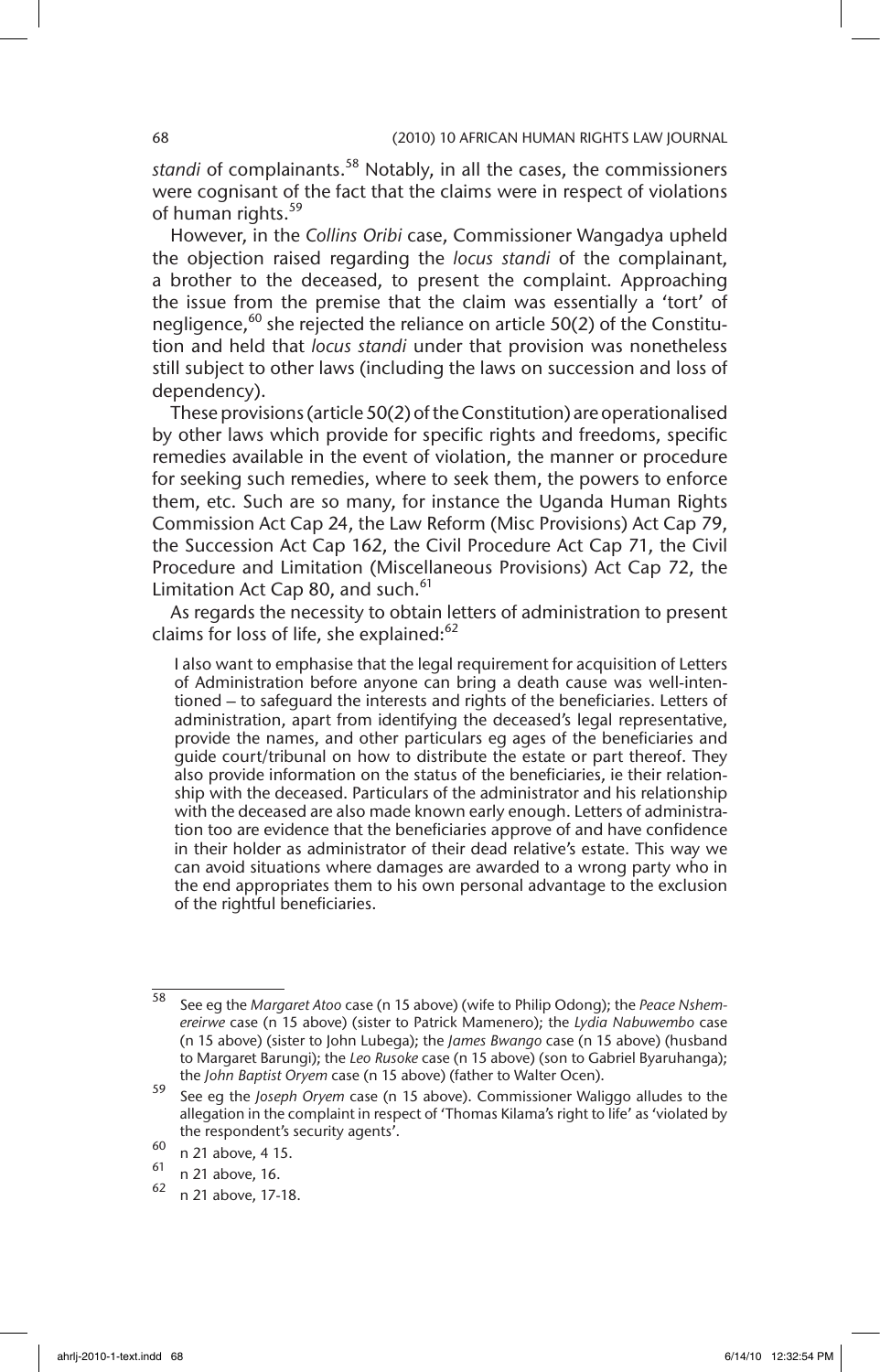*standi* of complainants.[58] Notably, in all the cases, the commissioners were cognisant of the fact that the claims were in respect of violations of human rights.[59]

However, in the *Collins Oribi* case, Commissioner Wangadya upheld the objection raised regarding the *locus standi* of the complainant, a brother to the deceased, to present the complaint. Approaching the issue from the premise that the claim was essentially a 'tort' of negligence,[60] she rejected the reliance on article 50(2) of the Constitution and held that *locus standi* under that provision was nonetheless still subject to other laws (including the laws on succession and loss of dependency).

These provisions (article 50(2) of the Constitution) are operationalised by other laws which provide for specific rights and freedoms, specific remedies available in the event of violation, the manner or procedure for seeking such remedies, where to seek them, the powers to enforce them, etc. Such are so many, for instance the Uganda Human Rights Commission Act Cap 24, the Law Reform (Misc Provisions) Act Cap 79, the Succession Act Cap 162, the Civil Procedure Act Cap 71, the Civil Procedure and Limitation (Miscellaneous Provisions) Act Cap 72, the Limitation Act Cap 80, and such.[61]

As regards the necessity to obtain letters of administration to present claims for loss of life, she explained:[62]

> I also want to emphasise that the legal requirement for acquisition of Letters of Administration before anyone can bring a death cause was well-intentioned – to safeguard the interests and rights of the beneficiaries. Letters of administration, apart from identifying the deceased's legal representative, provide the names, and other particulars eg ages of the beneficiaries and guide court/tribunal on how to distribute the estate or part thereof. They also provide information on the status of the beneficiaries, ie their relationship with the deceased. Particulars of the administrator and his relationship with the deceased are also made known early enough. Letters of administration too are evidence that the beneficiaries approve of and have confidence in their holder as administrator of their dead relative's estate. This way we can avoid situations where damages are awarded to a wrong party who in the end appropriates them to his own personal advantage to the exclusion of the rightful beneficiaries.

---

[58] See eg the *Margaret Atoo* case (n 15 above) (wife to Philip Odong); the *Peace Nshemereirwe* case (n 15 above) (sister to Patrick Mamenero); the *Lydia Nabuwembo* case (n 15 above) (sister to John Lubega); the *James Bwango* case (n 15 above) (husband to Margaret Barungi); the *Leo Rusoke* case (n 15 above) (son to Gabriel Byaruhanga); the *John Baptist Oryem* case (n 15 above) (father to Walter Ocen).

[59] See eg the *Joseph Oryem* case (n 15 above). Commissioner Waliggo alludes to the allegation in the complaint in respect of 'Thomas Kilama's right to life' as 'violated by the respondent's security agents'.

[60] n 21 above, 4 15.

[61] n 21 above, 16.

[62] n 21 above, 17-18.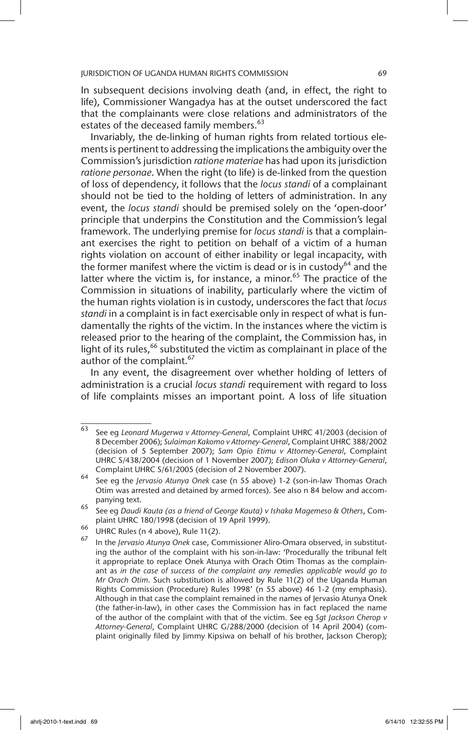In subsequent decisions involving death (and, in effect, the right to life), Commissioner Wangadya has at the outset underscored the fact that the complainants were close relations and administrators of the estates of the deceased family members.[63]

Invariably, the de-linking of human rights from related tortious elements is pertinent to addressing the implications the ambiguity over the Commission's jurisdiction *ratione materiae* has had upon its jurisdiction *ratione personae*. When the right (to life) is de-linked from the question of loss of dependency, it follows that the *locus standi* of a complainant should not be tied to the holding of letters of administration. In any event, the *locus standi* should be premised solely on the 'open-door' principle that underpins the Constitution and the Commission's legal framework. The underlying premise for *locus standi* is that a complainant exercises the right to petition on behalf of a victim of a human rights violation on account of either inability or legal incapacity, with the former manifest where the victim is dead or is in custody[64] and the latter where the victim is, for instance, a minor.[65] The practice of the Commission in situations of inability, particularly where the victim of the human rights violation is in custody, underscores the fact that *locus standi* in a complaint is in fact exercisable only in respect of what is fundamentally the rights of the victim. In the instances where the victim is released prior to the hearing of the complaint, the Commission has, in light of its rules,[66] substituted the victim as complainant in place of the author of the complaint.[67]

In any event, the disagreement over whether holding of letters of administration is a crucial *locus standi* requirement with regard to loss of life complaints misses an important point. A loss of life situation

---

[63] See eg *Leonard Mugerwa v Attorney-General*, Complaint UHRC 41/2003 (decision of 8 December 2006); *Sulaiman Kakomo v Attorney-General*, Complaint UHRC 388/2002 (decision of 5 September 2007); *Sam Opio Etimu v Attorney-General*, Complaint UHRC S/438/2004 (decision of 1 November 2007); *Edison Oluka v Attorney-General*, Complaint UHRC S/61/2005 (decision of 2 November 2007).

[64] See eg the *Jervasio Atunya Onek* case (n 55 above) 1-2 (son-in-law Thomas Orach Otim was arrested and detained by armed forces). See also n 84 below and accompanying text.

[65] See eg *Daudi Kauta (as a friend of George Kauta) v Ishaka Magemeso & Others*, Complaint UHRC 180/1998 (decision of 19 April 1999).

[66] UHRC Rules (n 4 above), Rule 11(2).

[67] In the *Jervasio Atunya Onek* case, Commissioner Aliro-Omara observed, in substituting the author of the complaint with his son-in-law: 'Procedurally the tribunal felt it appropriate to replace Onek Atunya with Orach Otim Thomas as the complainant as *in the case of success of the complaint any remedies applicable would go to Mr Orach Otim*. Such substitution is allowed by Rule 11(2) of the Uganda Human Rights Commission (Procedure) Rules 1998' (n 55 above) 46 1-2 (my emphasis). Although in that case the complaint remained in the names of Jervasio Atunya Onek (the father-in-law), in other cases the Commission has in fact replaced the name of the author of the complaint with that of the victim. See eg *Sgt Jackson Cherop v Attorney-General*, Complaint UHRC G/288/2000 (decision of 14 April 2004) (complaint originally filed by Jimmy Kipsiwa on behalf of his brother, Jackson Cherop);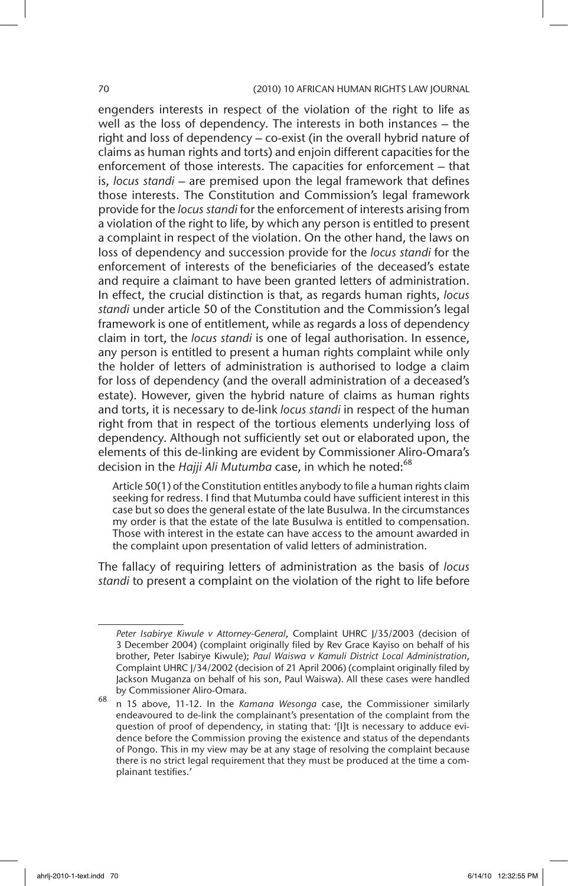engenders interests in respect of the violation of the right to life as well as the loss of dependency. The interests in both instances – the right and loss of dependency – co-exist (in the overall hybrid nature of claims as human rights and torts) and enjoin different capacities for the enforcement of those interests. The capacities for enforcement – that is, *locus standi* – are premised upon the legal framework that defines those interests. The Constitution and Commission's legal framework provide for the *locus standi* for the enforcement of interests arising from a violation of the right to life, by which any person is entitled to present a complaint in respect of the violation. On the other hand, the laws on loss of dependency and succession provide for the *locus standi* for the enforcement of interests of the beneficiaries of the deceased's estate and require a claimant to have been granted letters of administration. In effect, the crucial distinction is that, as regards human rights, *locus standi* under article 50 of the Constitution and the Commission's legal framework is one of entitlement, while as regards a loss of dependency claim in tort, the *locus standi* is one of legal authorisation. In essence, any person is entitled to present a human rights complaint while only the holder of letters of administration is authorised to lodge a claim for loss of dependency (and the overall administration of a deceased's estate). However, given the hybrid nature of claims as human rights and torts, it is necessary to de-link *locus standi* in respect of the human right from that in respect of the tortious elements underlying loss of dependency. Although not sufficiently set out or elaborated upon, the elements of this de-linking are evident by Commissioner Aliro-Omara's decision in the *Hajji Ali Mutumba* case, in which he noted:[68]

> Article 50(1) of the Constitution entitles anybody to file a human rights claim seeking for redress. I find that Mutumba could have sufficient interest in this case but so does the general estate of the late Busulwa. In the circumstances my order is that the estate of the late Busulwa is entitled to compensation. Those with interest in the estate can have access to the amount awarded in the complaint upon presentation of valid letters of administration.

The fallacy of requiring letters of administration as the basis of *locus standi* to present a complaint on the violation of the right to life before

---

*Peter Isabirye Kiwule v Attorney-General*, Complaint UHRC J/35/2003 (decision of 3 December 2004) (complaint originally filed by Rev Grace Kayiso on behalf of his brother, Peter Isabirye Kiwule); *Paul Waiswa v Kamuli District Local Administration*, Complaint UHRC J/34/2002 (decision of 21 April 2006) (complaint originally filed by Jackson Muganza on behalf of his son, Paul Waiswa). All these cases were handled by Commissioner Aliro-Omara.

68 n 15 above, 11-12. In the *Kamana Wesonga* case, the Commissioner similarly endeavoured to de-link the complainant's presentation of the complaint from the question of proof of dependency, in stating that: '[I]t is necessary to adduce evidence before the Commission proving the existence and status of the dependants of Pongo. This in my view may be at any stage of resolving the complaint because there is no strict legal requirement that they must be produced at the time a complainant testifies.'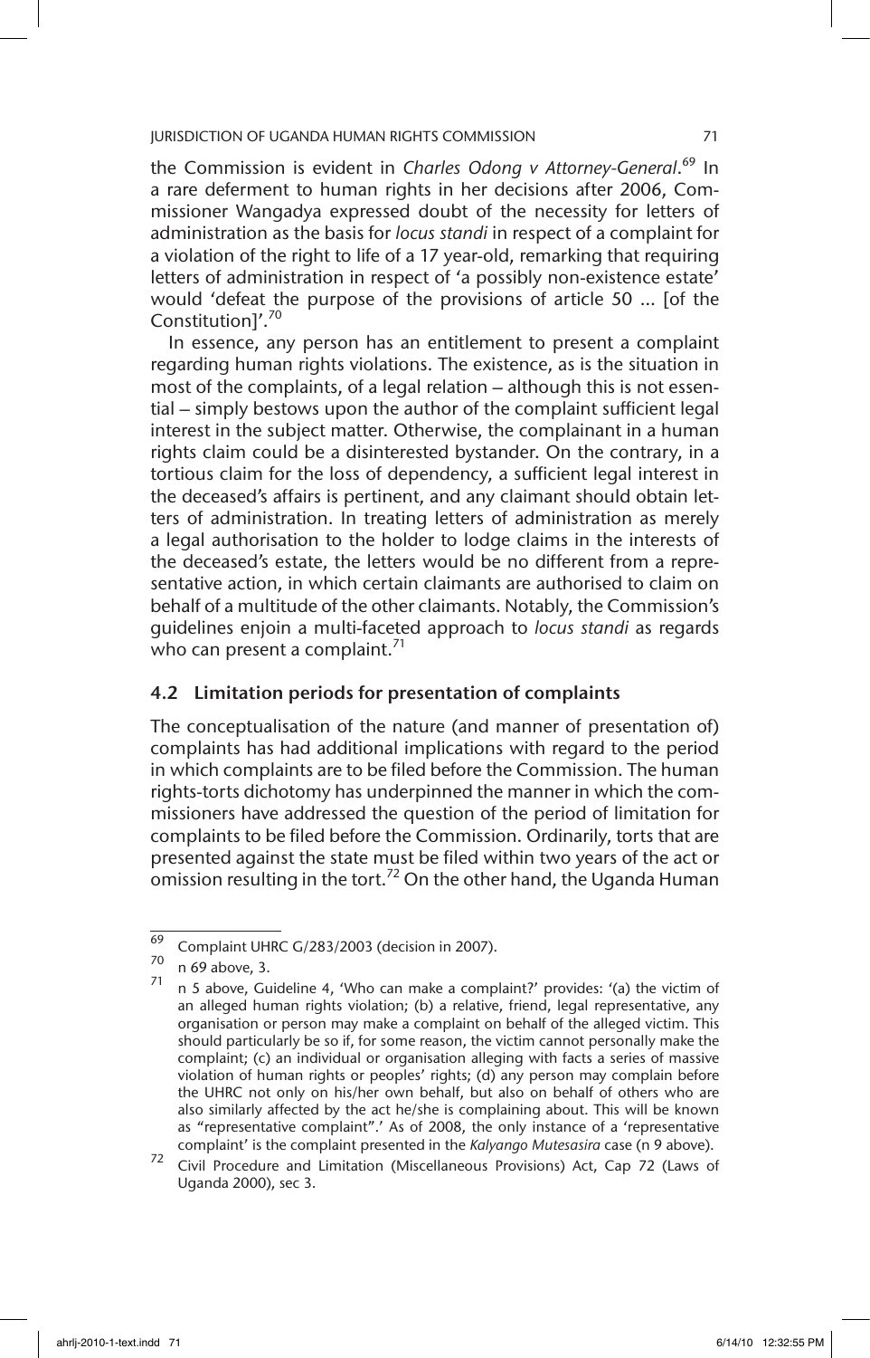the Commission is evident in *Charles Odong v Attorney-General*.[69] In a rare deferment to human rights in her decisions after 2006, Commissioner Wangadya expressed doubt of the necessity for letters of administration as the basis for *locus standi* in respect of a complaint for a violation of the right to life of a 17 year-old, remarking that requiring letters of administration in respect of 'a possibly non-existence estate' would 'defeat the purpose of the provisions of article 50 ... [of the Constitution]'.[70]

In essence, any person has an entitlement to present a complaint regarding human rights violations. The existence, as is the situation in most of the complaints, of a legal relation – although this is not essential – simply bestows upon the author of the complaint sufficient legal interest in the subject matter. Otherwise, the complainant in a human rights claim could be a disinterested bystander. On the contrary, in a tortious claim for the loss of dependency, a sufficient legal interest in the deceased's affairs is pertinent, and any claimant should obtain letters of administration. In treating letters of administration as merely a legal authorisation to the holder to lodge claims in the interests of the deceased's estate, the letters would be no different from a representative action, in which certain claimants are authorised to claim on behalf of a multitude of the other claimants. Notably, the Commission's guidelines enjoin a multi-faceted approach to *locus standi* as regards who can present a complaint.[71]

### 4.2 Limitation periods for presentation of complaints

The conceptualisation of the nature (and manner of presentation of) complaints has had additional implications with regard to the period in which complaints are to be filed before the Commission. The human rights-torts dichotomy has underpinned the manner in which the commissioners have addressed the question of the period of limitation for complaints to be filed before the Commission. Ordinarily, torts that are presented against the state must be filed within two years of the act or omission resulting in the tort.[72] On the other hand, the Uganda Human

---

[69] Complaint UHRC G/283/2003 (decision in 2007).

[70] n 69 above, 3.

[71] n 5 above, Guideline 4, 'Who can make a complaint?' provides: '(a) the victim of an alleged human rights violation; (b) a relative, friend, legal representative, any organisation or person may make a complaint on behalf of the alleged victim. This should particularly be so if, for some reason, the victim cannot personally make the complaint; (c) an individual or organisation alleging with facts a series of massive violation of human rights or peoples' rights; (d) any person may complain before the UHRC not only on his/her own behalf, but also on behalf of others who are also similarly affected by the act he/she is complaining about. This will be known as "representative complaint".' As of 2008, the only instance of a 'representative complaint' is the complaint presented in the *Kalyango Mutesasira* case (n 9 above).

[72] Civil Procedure and Limitation (Miscellaneous Provisions) Act, Cap 72 (Laws of Uganda 2000), sec 3.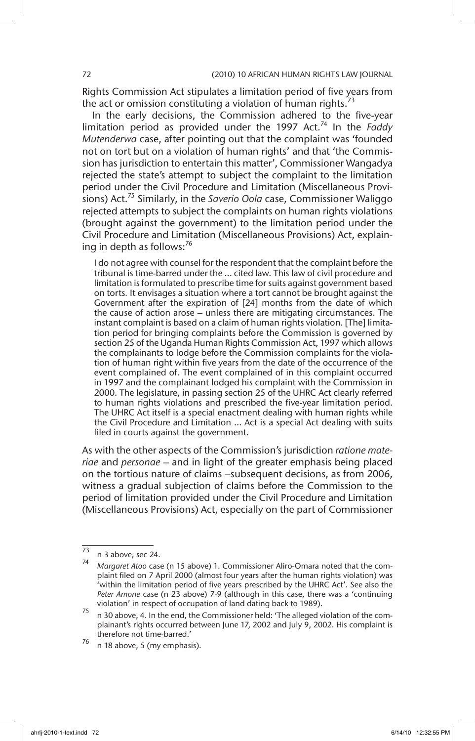Rights Commission Act stipulates a limitation period of five years from the act or omission constituting a violation of human rights.[73]

In the early decisions, the Commission adhered to the five-year limitation period as provided under the 1997 Act.[74] In the *Faddy Mutenderwa* case, after pointing out that the complaint was 'founded not on tort but on a violation of human rights' and that 'the Commission has jurisdiction to entertain this matter', Commissioner Wangadya rejected the state's attempt to subject the complaint to the limitation period under the Civil Procedure and Limitation (Miscellaneous Provisions) Act.[75] Similarly, in the *Saverio Oola* case, Commissioner Waliggo rejected attempts to subject the complaints on human rights violations (brought against the government) to the limitation period under the Civil Procedure and Limitation (Miscellaneous Provisions) Act, explaining in depth as follows:[76]

> I do not agree with counsel for the respondent that the complaint before the tribunal is time-barred under the ... cited law. This law of civil procedure and limitation is formulated to prescribe time for suits against government based on torts. It envisages a situation where a tort cannot be brought against the Government after the expiration of [24] months from the date of which the cause of action arose – unless there are mitigating circumstances. The instant complaint is based on a claim of human rights violation. [The] limitation period for bringing complaints before the Commission is governed by section 25 of the Uganda Human Rights Commission Act, 1997 which allows the complainants to lodge before the Commission complaints for the violation of human right within five years from the date of the occurrence of the event complained of. The event complained of in this complaint occurred in 1997 and the complainant lodged his complaint with the Commission in 2000. The legislature, in passing section 25 of the UHRC Act clearly referred to human rights violations and prescribed the five-year limitation period. The UHRC Act itself is a special enactment dealing with human rights while the Civil Procedure and Limitation ... Act is a special Act dealing with suits filed in courts against the government.

As with the other aspects of the Commission's jurisdiction *ratione materiae* and *personae* – and in light of the greater emphasis being placed on the tortious nature of claims –subsequent decisions, as from 2006, witness a gradual subjection of claims before the Commission to the period of limitation provided under the Civil Procedure and Limitation (Miscellaneous Provisions) Act, especially on the part of Commissioner

---

73 n 3 above, sec 24.

74 *Margaret Atoo* case (n 15 above) 1. Commissioner Aliro-Omara noted that the complaint filed on 7 April 2000 (almost four years after the human rights violation) was 'within the limitation period of five years prescribed by the UHRC Act'. See also the *Peter Amone* case (n 23 above) 7-9 (although in this case, there was a 'continuing violation' in respect of occupation of land dating back to 1989).

75 n 30 above, 4. In the end, the Commissioner held: 'The alleged violation of the complainant's rights occurred between June 17, 2002 and July 9, 2002. His complaint is therefore not time-barred.'

76 n 18 above, 5 (my emphasis).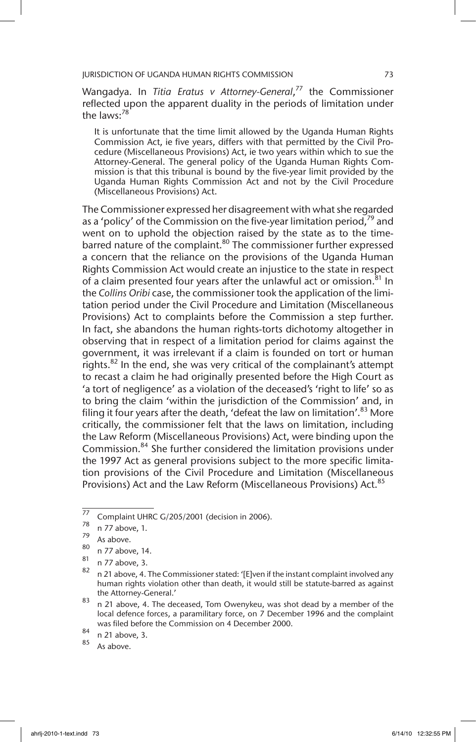Wangadya. In *Titia Eratus v Attorney-General*,[77] the Commissioner reflected upon the apparent duality in the periods of limitation under the laws:[78]

> It is unfortunate that the time limit allowed by the Uganda Human Rights Commission Act, ie five years, differs with that permitted by the Civil Procedure (Miscellaneous Provisions) Act, ie two years within which to sue the Attorney-General. The general policy of the Uganda Human Rights Commission is that this tribunal is bound by the five-year limit provided by the Uganda Human Rights Commission Act and not by the Civil Procedure (Miscellaneous Provisions) Act.

The Commissioner expressed her disagreement with what she regarded as a 'policy' of the Commission on the five-year limitation period,[79] and went on to uphold the objection raised by the state as to the time-barred nature of the complaint.[80] The commissioner further expressed a concern that the reliance on the provisions of the Uganda Human Rights Commission Act would create an injustice to the state in respect of a claim presented four years after the unlawful act or omission.[81] In the *Collins Oribi* case, the commissioner took the application of the limitation period under the Civil Procedure and Limitation (Miscellaneous Provisions) Act to complaints before the Commission a step further. In fact, she abandons the human rights-torts dichotomy altogether in observing that in respect of a limitation period for claims against the government, it was irrelevant if a claim is founded on tort or human rights.[82] In the end, she was very critical of the complainant's attempt to recast a claim he had originally presented before the High Court as 'a tort of negligence' as a violation of the deceased's 'right to life' so as to bring the claim 'within the jurisdiction of the Commission' and, in filing it four years after the death, 'defeat the law on limitation'.[83] More critically, the commissioner felt that the laws on limitation, including the Law Reform (Miscellaneous Provisions) Act, were binding upon the Commission.[84] She further considered the limitation provisions under the 1997 Act as general provisions subject to the more specific limitation provisions of the Civil Procedure and Limitation (Miscellaneous Provisions) Act and the Law Reform (Miscellaneous Provisions) Act.[85]

---

[77] Complaint UHRC G/205/2001 (decision in 2006).

[78] n 77 above, 1.

[79] As above.

[80] n 77 above, 14.

[81] n 77 above, 3.

[82] n 21 above, 4. The Commissioner stated: '[E]ven if the instant complaint involved any human rights violation other than death, it would still be statute-barred as against the Attorney-General.'

[83] n 21 above, 4. The deceased, Tom Owenykeu, was shot dead by a member of the local defence forces, a paramilitary force, on 7 December 1996 and the complaint was filed before the Commission on 4 December 2000.

[84] n 21 above, 3.

[85] As above.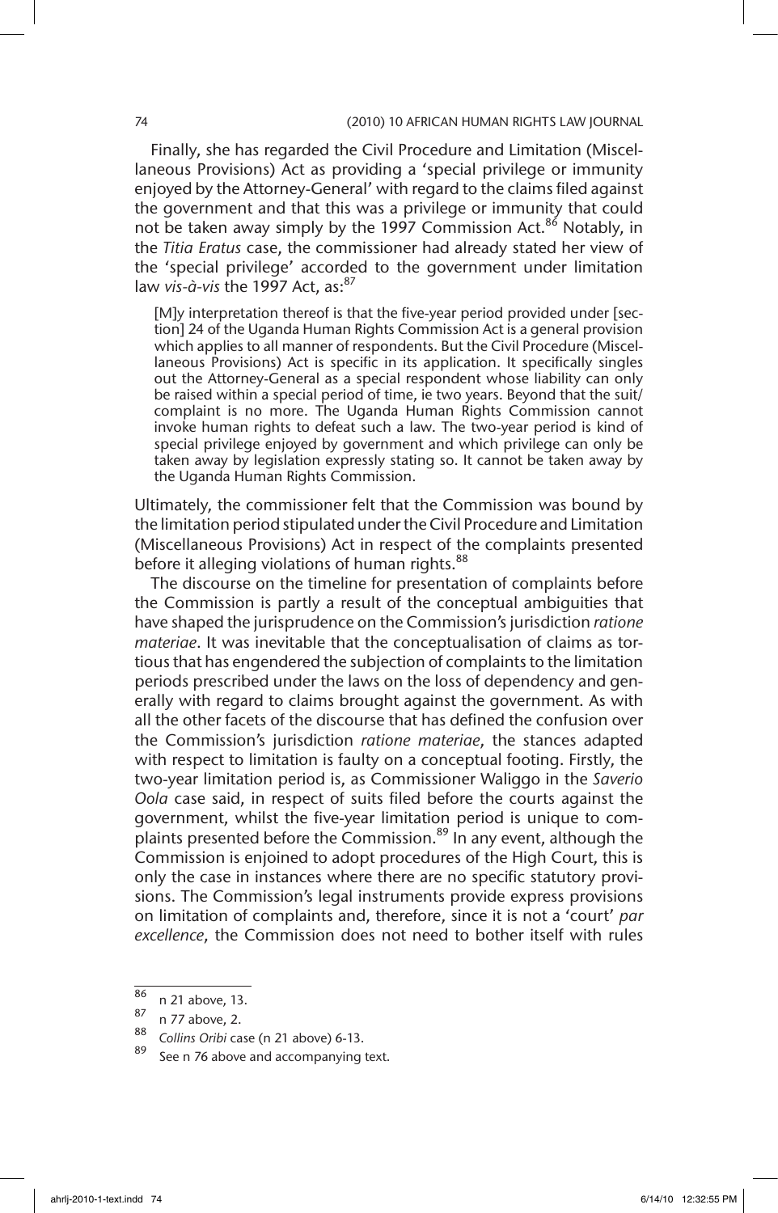Finally, she has regarded the Civil Procedure and Limitation (Miscellaneous Provisions) Act as providing a 'special privilege or immunity enjoyed by the Attorney-General' with regard to the claims filed against the government and that this was a privilege or immunity that could not be taken away simply by the 1997 Commission Act.[86] Notably, in the *Titia Eratus* case, the commissioner had already stated her view of the 'special privilege' accorded to the government under limitation law *vis-à-vis* the 1997 Act, as:[87]

> [M]y interpretation thereof is that the five-year period provided under [section] 24 of the Uganda Human Rights Commission Act is a general provision which applies to all manner of respondents. But the Civil Procedure (Miscellaneous Provisions) Act is specific in its application. It specifically singles out the Attorney-General as a special respondent whose liability can only be raised within a special period of time, ie two years. Beyond that the suit/complaint is no more. The Uganda Human Rights Commission cannot invoke human rights to defeat such a law. The two-year period is kind of special privilege enjoyed by government and which privilege can only be taken away by legislation expressly stating so. It cannot be taken away by the Uganda Human Rights Commission.

Ultimately, the commissioner felt that the Commission was bound by the limitation period stipulated under the Civil Procedure and Limitation (Miscellaneous Provisions) Act in respect of the complaints presented before it alleging violations of human rights.[88]

The discourse on the timeline for presentation of complaints before the Commission is partly a result of the conceptual ambiguities that have shaped the jurisprudence on the Commission's jurisdiction *ratione materiae*. It was inevitable that the conceptualisation of claims as tortious that has engendered the subjection of complaints to the limitation periods prescribed under the laws on the loss of dependency and generally with regard to claims brought against the government. As with all the other facets of the discourse that has defined the confusion over the Commission's jurisdiction *ratione materiae*, the stances adapted with respect to limitation is faulty on a conceptual footing. Firstly, the two-year limitation period is, as Commissioner Waliggo in the *Saverio Oola* case said, in respect of suits filed before the courts against the government, whilst the five-year limitation period is unique to complaints presented before the Commission.[89] In any event, although the Commission is enjoined to adopt procedures of the High Court, this is only the case in instances where there are no specific statutory provisions. The Commission's legal instruments provide express provisions on limitation of complaints and, therefore, since it is not a 'court' *par excellence*, the Commission does not need to bother itself with rules

[86] n 21 above, 13.

[87] n 77 above, 2.

[88] *Collins Oribi* case (n 21 above) 6-13.

[89] See n 76 above and accompanying text.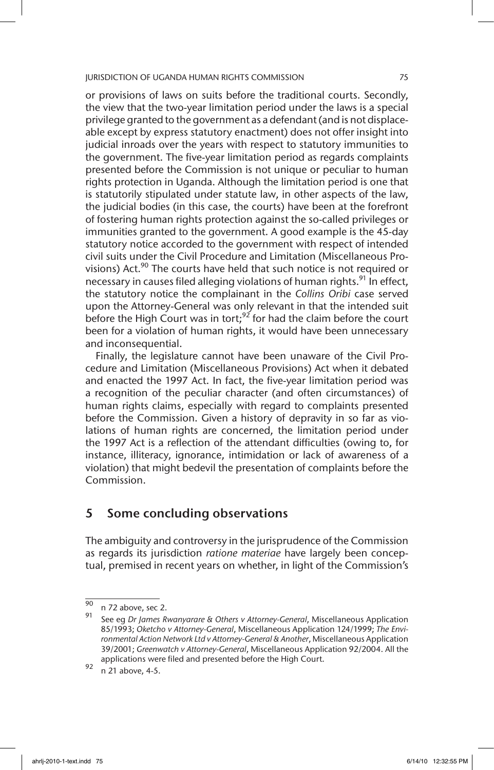or provisions of laws on suits before the traditional courts. Secondly, the view that the two-year limitation period under the laws is a special privilege granted to the government as a defendant (and is not displaceable except by express statutory enactment) does not offer insight into judicial inroads over the years with respect to statutory immunities to the government. The five-year limitation period as regards complaints presented before the Commission is not unique or peculiar to human rights protection in Uganda. Although the limitation period is one that is statutorily stipulated under statute law, in other aspects of the law, the judicial bodies (in this case, the courts) have been at the forefront of fostering human rights protection against the so-called privileges or immunities granted to the government. A good example is the 45-day statutory notice accorded to the government with respect of intended civil suits under the Civil Procedure and Limitation (Miscellaneous Provisions) Act.[90] The courts have held that such notice is not required or necessary in causes filed alleging violations of human rights.[91] In effect, the statutory notice the complainant in the *Collins Oribi* case served upon the Attorney-General was only relevant in that the intended suit before the High Court was in tort;[92] for had the claim before the court been for a violation of human rights, it would have been unnecessary and inconsequential.

Finally, the legislature cannot have been unaware of the Civil Procedure and Limitation (Miscellaneous Provisions) Act when it debated and enacted the 1997 Act. In fact, the five-year limitation period was a recognition of the peculiar character (and often circumstances) of human rights claims, especially with regard to complaints presented before the Commission. Given a history of depravity in so far as violations of human rights are concerned, the limitation period under the 1997 Act is a reflection of the attendant difficulties (owing to, for instance, illiteracy, ignorance, intimidation or lack of awareness of a violation) that might bedevil the presentation of complaints before the Commission.

## 5 Some concluding observations

The ambiguity and controversy in the jurisprudence of the Commission as regards its jurisdiction *ratione materiae* have largely been conceptual, premised in recent years on whether, in light of the Commission's

---

[90] n 72 above, sec 2.

[91] See eg *Dr James Rwanyarare & Others v Attorney-General*, Miscellaneous Application 85/1993; *Oketcho v Attorney-General*, Miscellaneous Application 124/1999; *The Environmental Action Network Ltd v Attorney-General & Another*, Miscellaneous Application 39/2001; *Greenwatch v Attorney-General*, Miscellaneous Application 92/2004. All the applications were filed and presented before the High Court.

[92] n 21 above, 4-5.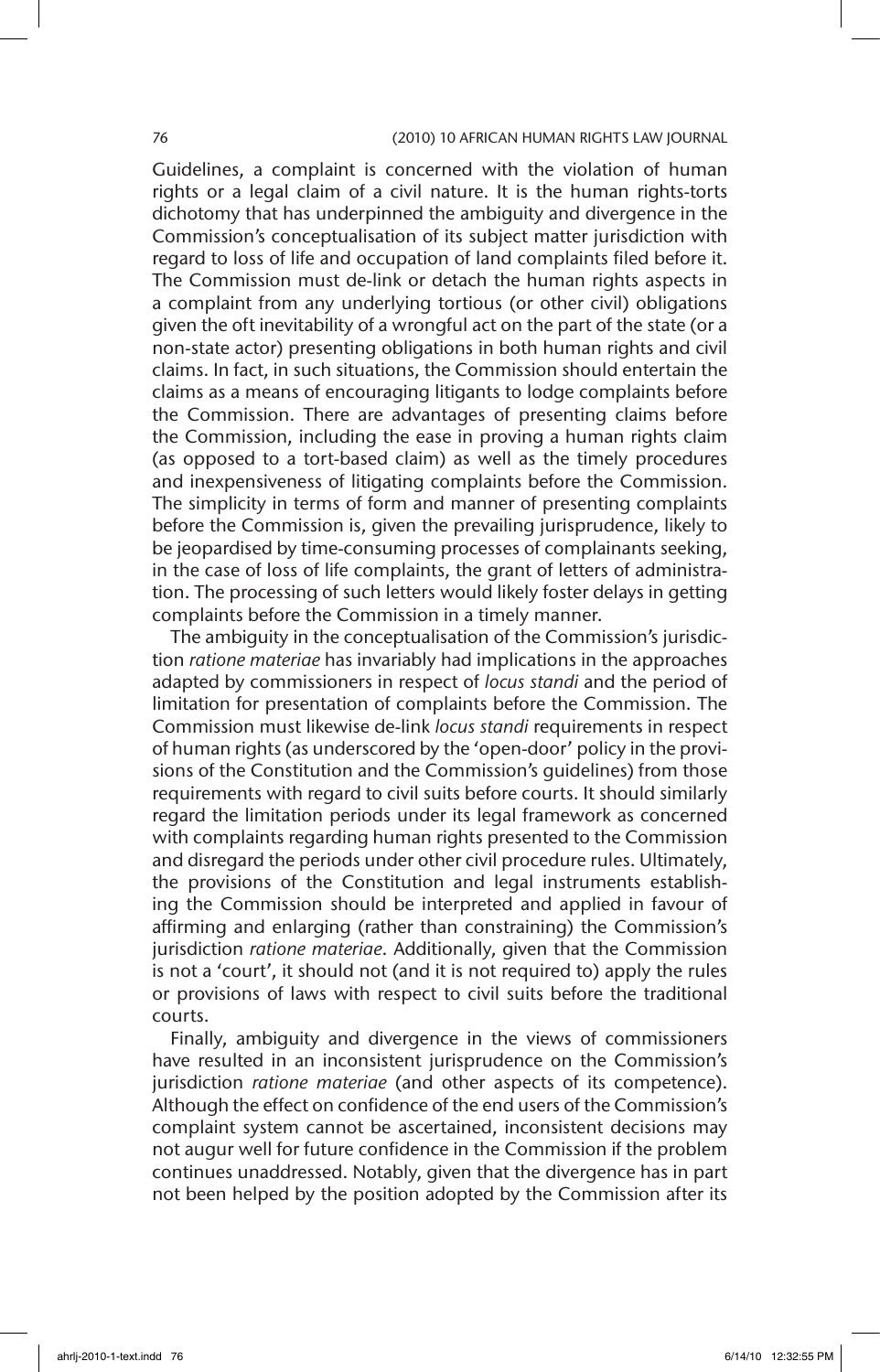Guidelines, a complaint is concerned with the violation of human rights or a legal claim of a civil nature. It is the human rights-torts dichotomy that has underpinned the ambiguity and divergence in the Commission's conceptualisation of its subject matter jurisdiction with regard to loss of life and occupation of land complaints filed before it. The Commission must de-link or detach the human rights aspects in a complaint from any underlying tortious (or other civil) obligations given the oft inevitability of a wrongful act on the part of the state (or a non-state actor) presenting obligations in both human rights and civil claims. In fact, in such situations, the Commission should entertain the claims as a means of encouraging litigants to lodge complaints before the Commission. There are advantages of presenting claims before the Commission, including the ease in proving a human rights claim (as opposed to a tort-based claim) as well as the timely procedures and inexpensiveness of litigating complaints before the Commission. The simplicity in terms of form and manner of presenting complaints before the Commission is, given the prevailing jurisprudence, likely to be jeopardised by time-consuming processes of complainants seeking, in the case of loss of life complaints, the grant of letters of administration. The processing of such letters would likely foster delays in getting complaints before the Commission in a timely manner.

The ambiguity in the conceptualisation of the Commission's jurisdiction *ratione materiae* has invariably had implications in the approaches adapted by commissioners in respect of *locus standi* and the period of limitation for presentation of complaints before the Commission. The Commission must likewise de-link *locus standi* requirements in respect of human rights (as underscored by the 'open-door' policy in the provisions of the Constitution and the Commission's guidelines) from those requirements with regard to civil suits before courts. It should similarly regard the limitation periods under its legal framework as concerned with complaints regarding human rights presented to the Commission and disregard the periods under other civil procedure rules. Ultimately, the provisions of the Constitution and legal instruments establishing the Commission should be interpreted and applied in favour of affirming and enlarging (rather than constraining) the Commission's jurisdiction *ratione materiae*. Additionally, given that the Commission is not a 'court', it should not (and it is not required to) apply the rules or provisions of laws with respect to civil suits before the traditional courts.

Finally, ambiguity and divergence in the views of commissioners have resulted in an inconsistent jurisprudence on the Commission's jurisdiction *ratione materiae* (and other aspects of its competence). Although the effect on confidence of the end users of the Commission's complaint system cannot be ascertained, inconsistent decisions may not augur well for future confidence in the Commission if the problem continues unaddressed. Notably, given that the divergence has in part not been helped by the position adopted by the Commission after its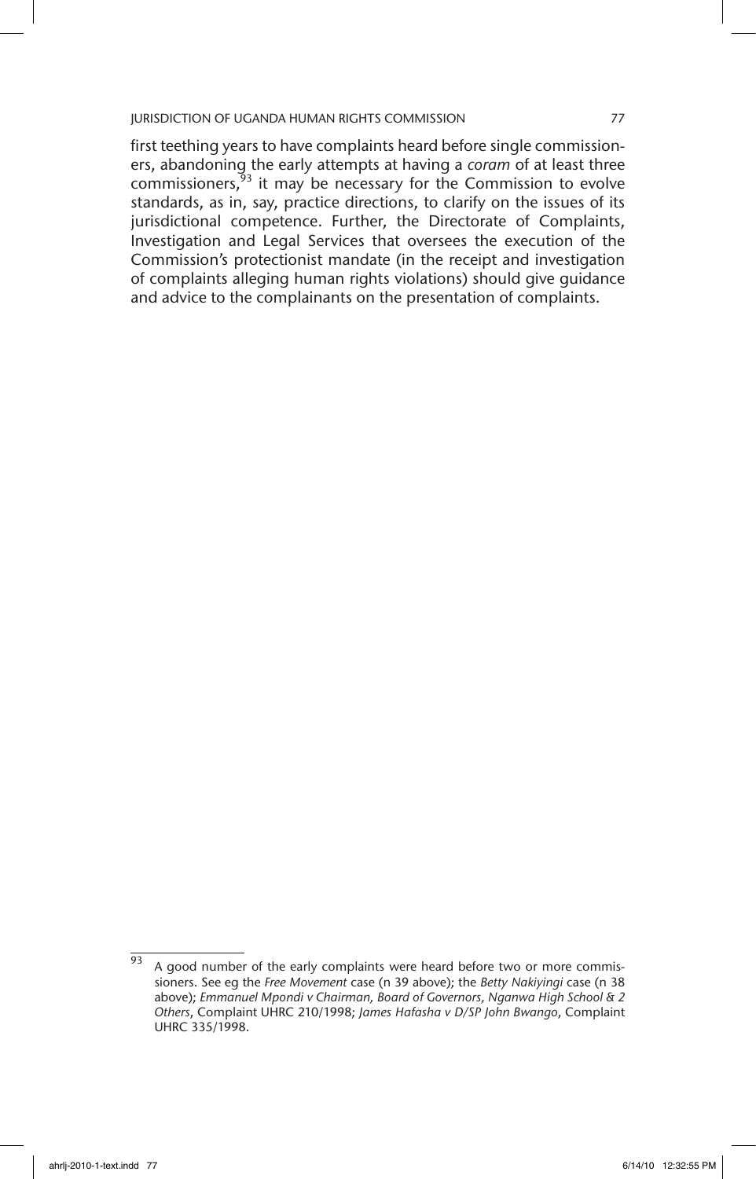first teething years to have complaints heard before single commissioners, abandoning the early attempts at having a *coram* of at least three commissioners,[93] it may be necessary for the Commission to evolve standards, as in, say, practice directions, to clarify on the issues of its jurisdictional competence. Further, the Directorate of Complaints, Investigation and Legal Services that oversees the execution of the Commission's protectionist mandate (in the receipt and investigation of complaints alleging human rights violations) should give guidance and advice to the complainants on the presentation of complaints.

---

[93] A good number of the early complaints were heard before two or more commissioners. See eg the *Free Movement* case (n 39 above); the *Betty Nakiyingi* case (n 38 above); *Emmanuel Mpondi v Chairman, Board of Governors, Nganwa High School & 2 Others*, Complaint UHRC 210/1998; *James Hafasha v D/SP John Bwango*, Complaint UHRC 335/1998.